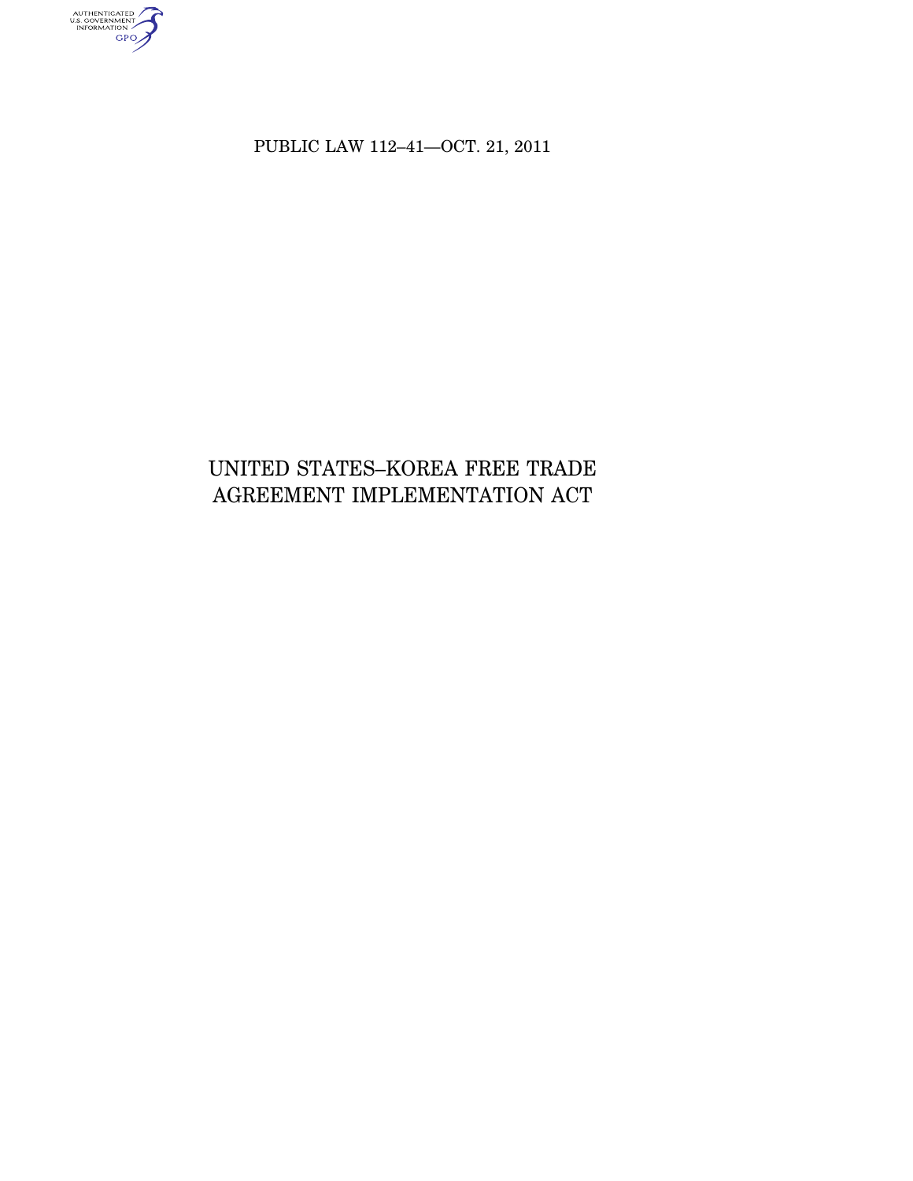PUBLIC LAW 112–41—OCT. 21, 2011

# UNITED STATES–KOREA FREE TRADE AGREEMENT IMPLEMENTATION ACT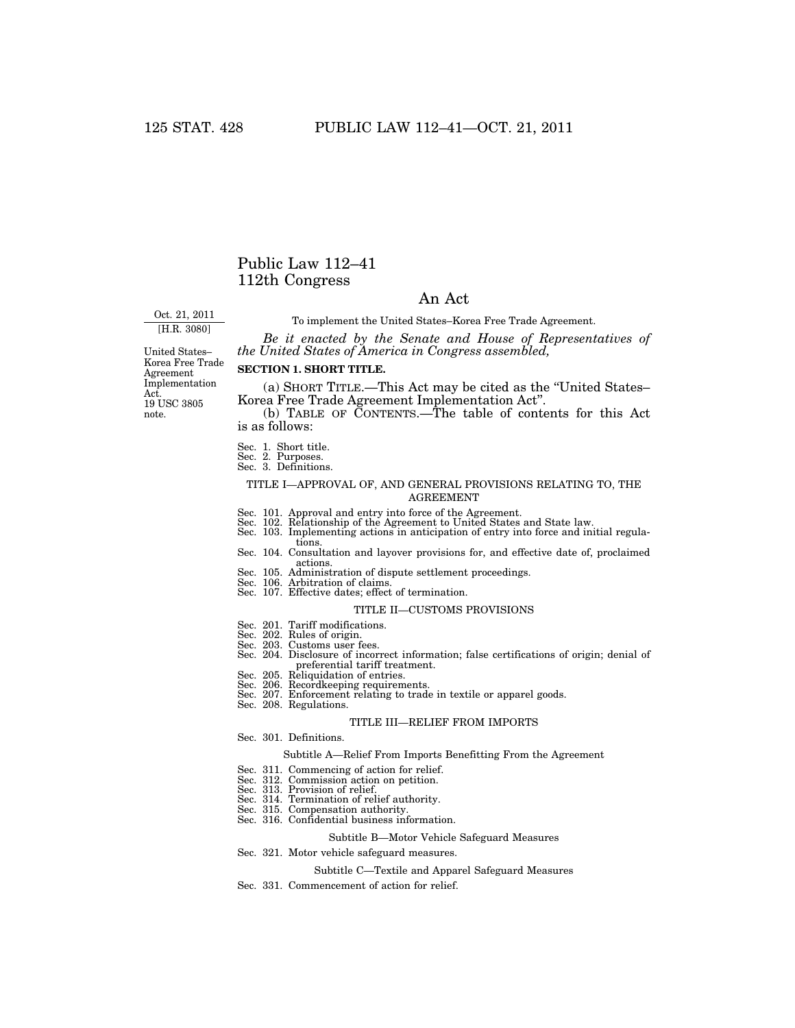# Public Law 112–41
# 112th Congress

## An Act

Oct. 21, 2011
[H.R. 3080]

To implement the United States–Korea Free Trade Agreement.

*Be it enacted by the Senate and House of Representatives of the United States of America in Congress assembled,*

United States–Korea Free Trade Agreement Implementation Act.
19 USC 3805 note.

**SECTION 1. SHORT TITLE.**

(a) SHORT TITLE.—This Act may be cited as the "United States–Korea Free Trade Agreement Implementation Act".

(b) TABLE OF CONTENTS.—The table of contents for this Act is as follows:

Sec. 1. Short title.
Sec. 2. Purposes.
Sec. 3. Definitions.

TITLE I—APPROVAL OF, AND GENERAL PROVISIONS RELATING TO, THE AGREEMENT

Sec. 101. Approval and entry into force of the Agreement.
Sec. 102. Relationship of the Agreement to United States and State law.
Sec. 103. Implementing actions in anticipation of entry into force and initial regulations.
Sec. 104. Consultation and layover provisions for, and effective date of, proclaimed actions.
Sec. 105. Administration of dispute settlement proceedings.
Sec. 106. Arbitration of claims.
Sec. 107. Effective dates; effect of termination.

TITLE II—CUSTOMS PROVISIONS

Sec. 201. Tariff modifications.
Sec. 202. Rules of origin.
Sec. 203. Customs user fees.
Sec. 204. Disclosure of incorrect information; false certifications of origin; denial of preferential tariff treatment.
Sec. 205. Reliquidation of entries.
Sec. 206. Recordkeeping requirements.
Sec. 207. Enforcement relating to trade in textile or apparel goods.
Sec. 208. Regulations.

TITLE III—RELIEF FROM IMPORTS

Sec. 301. Definitions.

Subtitle A—Relief From Imports Benefitting From the Agreement

Sec. 311. Commencing of action for relief.
Sec. 312. Commission action on petition.
Sec. 313. Provision of relief.
Sec. 314. Termination of relief authority.
Sec. 315. Compensation authority.
Sec. 316. Confidential business information.

Subtitle B—Motor Vehicle Safeguard Measures

Sec. 321. Motor vehicle safeguard measures.

Subtitle C—Textile and Apparel Safeguard Measures

Sec. 331. Commencement of action for relief.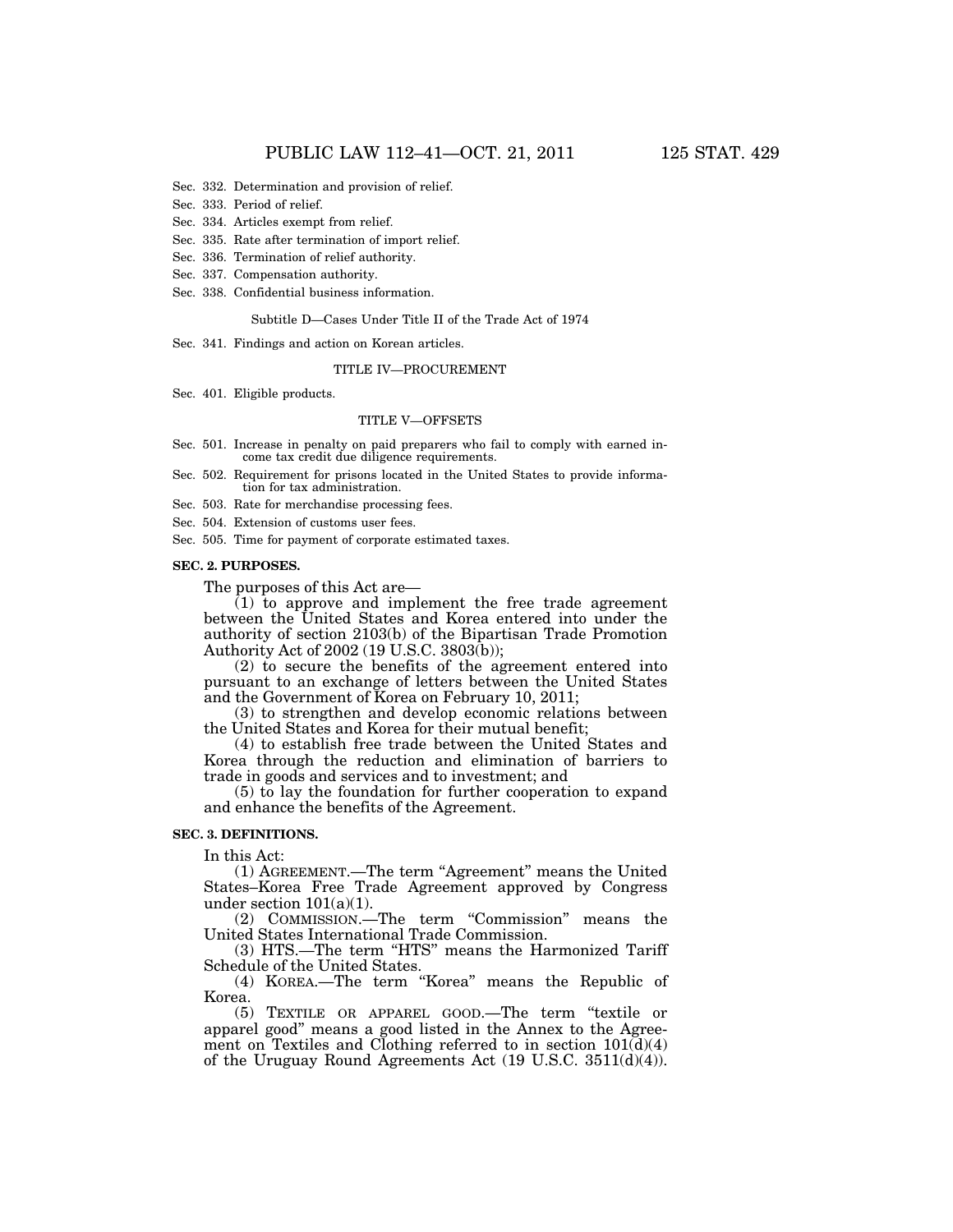Sec. 332. Determination and provision of relief.

Sec. 333. Period of relief.

Sec. 334. Articles exempt from relief.

Sec. 335. Rate after termination of import relief.

Sec. 336. Termination of relief authority.

Sec. 337. Compensation authority.

Sec. 338. Confidential business information.

Subtitle D—Cases Under Title II of the Trade Act of 1974

Sec. 341. Findings and action on Korean articles.

TITLE IV—PROCUREMENT

Sec. 401. Eligible products.

TITLE V—OFFSETS

Sec. 501. Increase in penalty on paid preparers who fail to comply with earned income tax credit due diligence requirements.

Sec. 502. Requirement for prisons located in the United States to provide information for tax administration.

Sec. 503. Rate for merchandise processing fees.

Sec. 504. Extension of customs user fees.

Sec. 505. Time for payment of corporate estimated taxes.

**SEC. 2. PURPOSES.**

The purposes of this Act are—

(1) to approve and implement the free trade agreement between the United States and Korea entered into under the authority of section 2103(b) of the Bipartisan Trade Promotion Authority Act of 2002 (19 U.S.C. 3803(b));

(2) to secure the benefits of the agreement entered into pursuant to an exchange of letters between the United States and the Government of Korea on February 10, 2011;

(3) to strengthen and develop economic relations between the United States and Korea for their mutual benefit;

(4) to establish free trade between the United States and Korea through the reduction and elimination of barriers to trade in goods and services and to investment; and

(5) to lay the foundation for further cooperation to expand and enhance the benefits of the Agreement.

**SEC. 3. DEFINITIONS.**

In this Act:

(1) AGREEMENT.—The term "Agreement" means the United States–Korea Free Trade Agreement approved by Congress under section 101(a)(1).

(2) COMMISSION.—The term "Commission" means the United States International Trade Commission.

(3) HTS.—The term "HTS" means the Harmonized Tariff Schedule of the United States.

(4) KOREA.—The term "Korea" means the Republic of Korea.

(5) TEXTILE OR APPAREL GOOD.—The term "textile or apparel good" means a good listed in the Annex to the Agreement on Textiles and Clothing referred to in section 101(d)(4) of the Uruguay Round Agreements Act (19 U.S.C. 3511(d)(4)).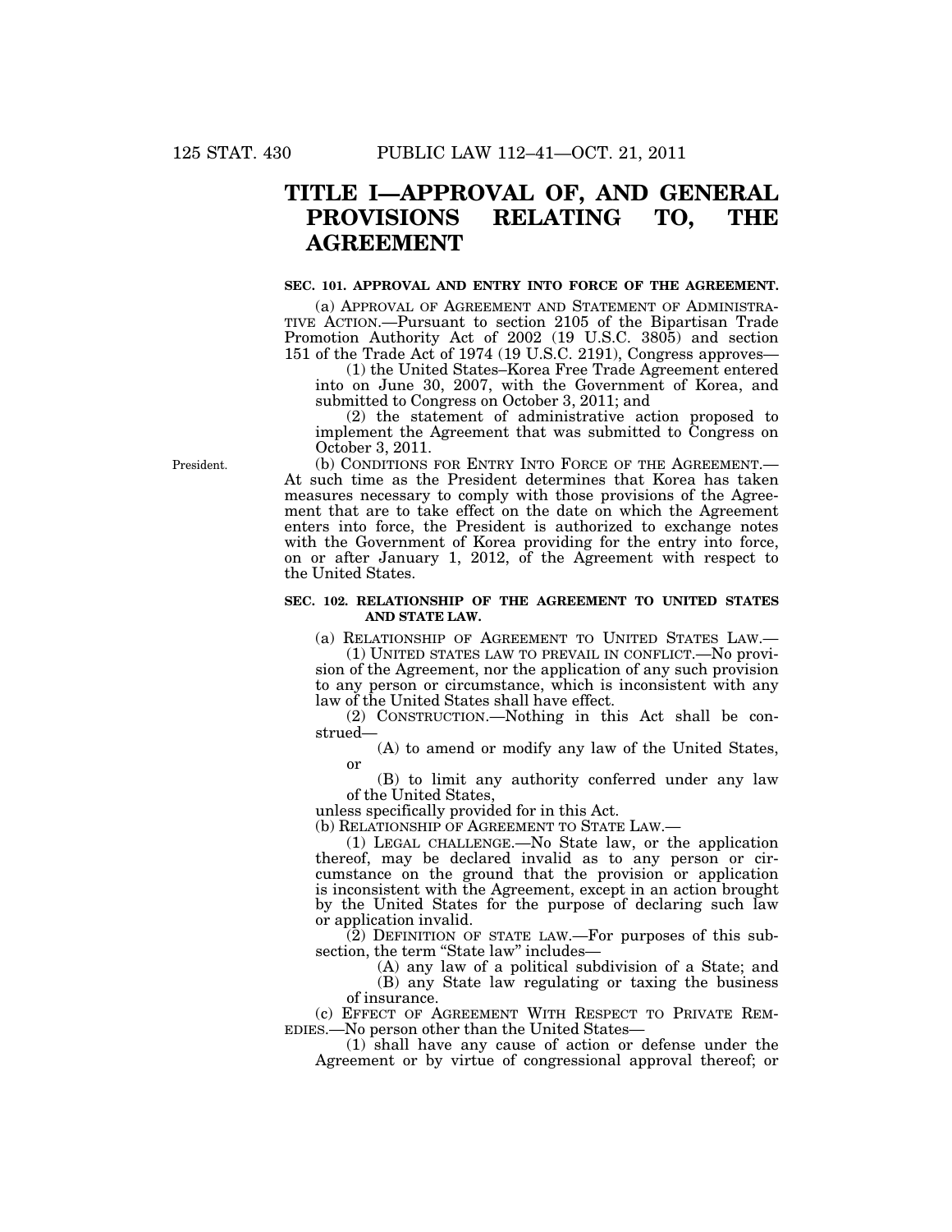# TITLE I—APPROVAL OF, AND GENERAL PROVISIONS RELATING TO, THE AGREEMENT

### SEC. 101. APPROVAL AND ENTRY INTO FORCE OF THE AGREEMENT.

(a) APPROVAL OF AGREEMENT AND STATEMENT OF ADMINISTRATIVE ACTION.—Pursuant to section 2105 of the Bipartisan Trade Promotion Authority Act of 2002 (19 U.S.C. 3805) and section 151 of the Trade Act of 1974 (19 U.S.C. 2191), Congress approves—

(1) the United States–Korea Free Trade Agreement entered into on June 30, 2007, with the Government of Korea, and submitted to Congress on October 3, 2011; and

(2) the statement of administrative action proposed to implement the Agreement that was submitted to Congress on October 3, 2011.

President.

(b) CONDITIONS FOR ENTRY INTO FORCE OF THE AGREEMENT.—At such time as the President determines that Korea has taken measures necessary to comply with those provisions of the Agreement that are to take effect on the date on which the Agreement enters into force, the President is authorized to exchange notes with the Government of Korea providing for the entry into force, on or after January 1, 2012, of the Agreement with respect to the United States.

### SEC. 102. RELATIONSHIP OF THE AGREEMENT TO UNITED STATES AND STATE LAW.

(a) RELATIONSHIP OF AGREEMENT TO UNITED STATES LAW.—

(1) UNITED STATES LAW TO PREVAIL IN CONFLICT.—No provision of the Agreement, nor the application of any such provision to any person or circumstance, which is inconsistent with any law of the United States shall have effect.

(2) CONSTRUCTION.—Nothing in this Act shall be construed—

(A) to amend or modify any law of the United States, or

(B) to limit any authority conferred under any law of the United States,

unless specifically provided for in this Act.

(b) RELATIONSHIP OF AGREEMENT TO STATE LAW.—

(1) LEGAL CHALLENGE.—No State law, or the application thereof, may be declared invalid as to any person or circumstance on the ground that the provision or application is inconsistent with the Agreement, except in an action brought by the United States for the purpose of declaring such law or application invalid.

(2) DEFINITION OF STATE LAW.—For purposes of this subsection, the term "State law" includes—

(A) any law of a political subdivision of a State; and

(B) any State law regulating or taxing the business of insurance.

(c) EFFECT OF AGREEMENT WITH RESPECT TO PRIVATE REMEDIES.—No person other than the United States—

(1) shall have any cause of action or defense under the Agreement or by virtue of congressional approval thereof; or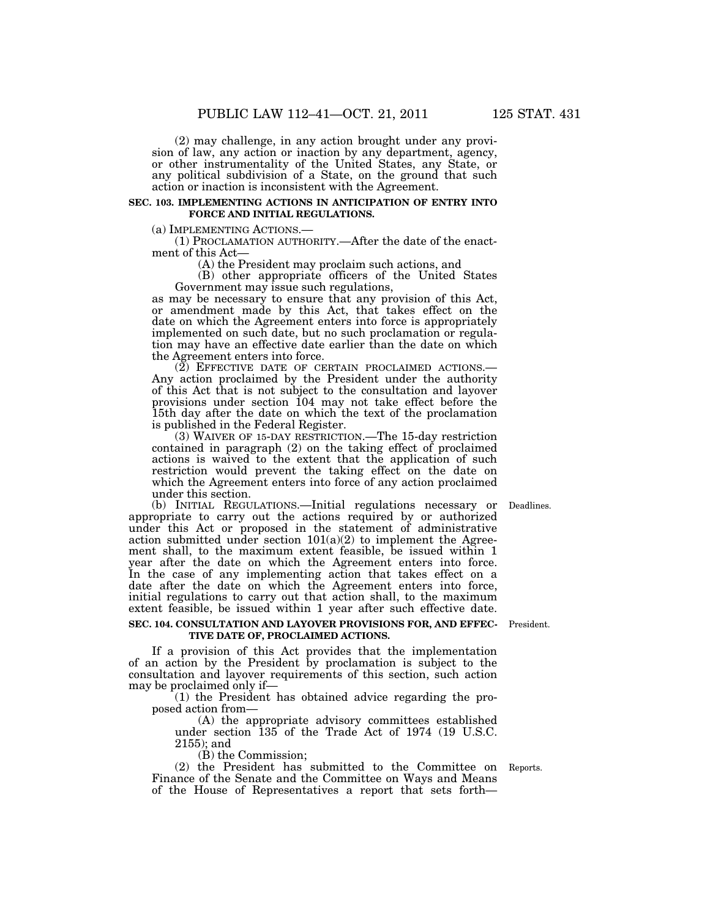(2) may challenge, in any action brought under any provision of law, any action or inaction by any department, agency, or other instrumentality of the United States, any State, or any political subdivision of a State, on the ground that such action or inaction is inconsistent with the Agreement.

**SEC. 103. IMPLEMENTING ACTIONS IN ANTICIPATION OF ENTRY INTO FORCE AND INITIAL REGULATIONS.**

(a) IMPLEMENTING ACTIONS.—

(1) PROCLAMATION AUTHORITY.—After the date of the enactment of this Act—

(A) the President may proclaim such actions, and

(B) other appropriate officers of the United States Government may issue such regulations,

as may be necessary to ensure that any provision of this Act, or amendment made by this Act, that takes effect on the date on which the Agreement enters into force is appropriately implemented on such date, but no such proclamation or regulation may have an effective date earlier than the date on which the Agreement enters into force.

(2) EFFECTIVE DATE OF CERTAIN PROCLAIMED ACTIONS.—Any action proclaimed by the President under the authority of this Act that is not subject to the consultation and layover provisions under section 104 may not take effect before the 15th day after the date on which the text of the proclamation is published in the Federal Register.

(3) WAIVER OF 15-DAY RESTRICTION.—The 15-day restriction contained in paragraph (2) on the taking effect of proclaimed actions is waived to the extent that the application of such restriction would prevent the taking effect on the date on which the Agreement enters into force of any action proclaimed under this section.

Deadlines.

(b) INITIAL REGULATIONS.—Initial regulations necessary or appropriate to carry out the actions required by or authorized under this Act or proposed in the statement of administrative action submitted under section 101(a)(2) to implement the Agreement shall, to the maximum extent feasible, be issued within 1 year after the date on which the Agreement enters into force. In the case of any implementing action that takes effect on a date after the date on which the Agreement enters into force, initial regulations to carry out that action shall, to the maximum extent feasible, be issued within 1 year after such effective date.

President.

**SEC. 104. CONSULTATION AND LAYOVER PROVISIONS FOR, AND EFFECTIVE DATE OF, PROCLAIMED ACTIONS.**

If a provision of this Act provides that the implementation of an action by the President by proclamation is subject to the consultation and layover requirements of this section, such action may be proclaimed only if—

(1) the President has obtained advice regarding the proposed action from—

(A) the appropriate advisory committees established under section 135 of the Trade Act of 1974 (19 U.S.C. 2155); and

(B) the Commission;

Reports.

(2) the President has submitted to the Committee on Finance of the Senate and the Committee on Ways and Means of the House of Representatives a report that sets forth—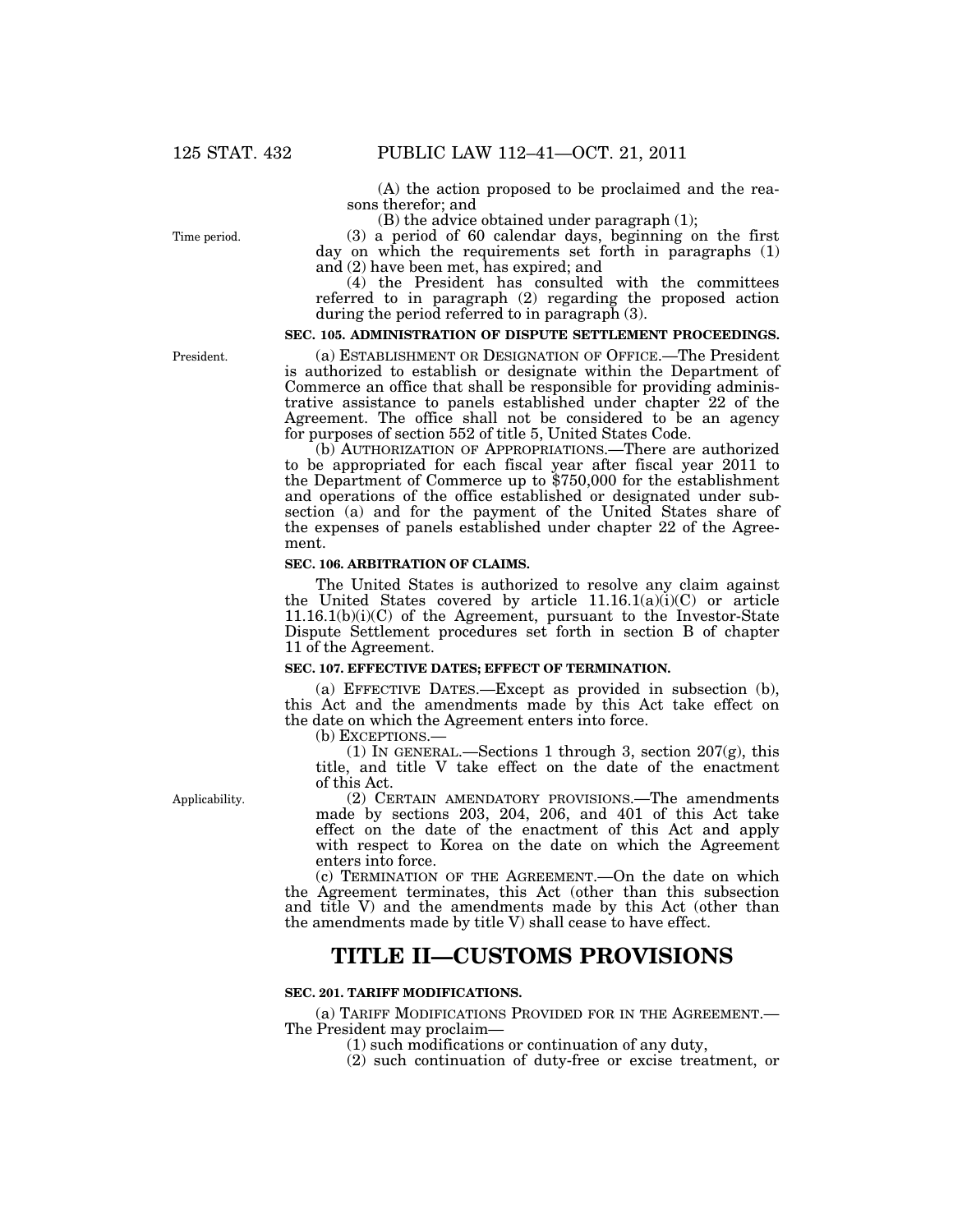(A) the action proposed to be proclaimed and the reasons therefor; and

(B) the advice obtained under paragraph (1);

(3) a period of 60 calendar days, beginning on the first day on which the requirements set forth in paragraphs (1) and (2) have been met, has expired; and

(4) the President has consulted with the committees referred to in paragraph (2) regarding the proposed action during the period referred to in paragraph (3).

Time period.

### SEC. 105. ADMINISTRATION OF DISPUTE SETTLEMENT PROCEEDINGS.

President.

(a) ESTABLISHMENT OR DESIGNATION OF OFFICE.—The President is authorized to establish or designate within the Department of Commerce an office that shall be responsible for providing administrative assistance to panels established under chapter 22 of the Agreement. The office shall not be considered to be an agency for purposes of section 552 of title 5, United States Code.

(b) AUTHORIZATION OF APPROPRIATIONS.—There are authorized to be appropriated for each fiscal year after fiscal year 2011 to the Department of Commerce up to $750,000 for the establishment and operations of the office established or designated under subsection (a) and for the payment of the United States share of the expenses of panels established under chapter 22 of the Agreement.

### SEC. 106. ARBITRATION OF CLAIMS.

The United States is authorized to resolve any claim against the United States covered by article 11.16.1(a)(i)(C) or article 11.16.1(b)(i)(C) of the Agreement, pursuant to the Investor-State Dispute Settlement procedures set forth in section B of chapter 11 of the Agreement.

### SEC. 107. EFFECTIVE DATES; EFFECT OF TERMINATION.

(a) EFFECTIVE DATES.—Except as provided in subsection (b), this Act and the amendments made by this Act take effect on the date on which the Agreement enters into force.

(b) EXCEPTIONS.—

(1) IN GENERAL.—Sections 1 through 3, section 207(g), this title, and title V take effect on the date of the enactment of this Act.

Applicability.

(2) CERTAIN AMENDATORY PROVISIONS.—The amendments made by sections 203, 204, 206, and 401 of this Act take effect on the date of the enactment of this Act and apply with respect to Korea on the date on which the Agreement enters into force.

(c) TERMINATION OF THE AGREEMENT.—On the date on which the Agreement terminates, this Act (other than this subsection and title V) and the amendments made by this Act (other than the amendments made by title V) shall cease to have effect.

# TITLE II—CUSTOMS PROVISIONS

### SEC. 201. TARIFF MODIFICATIONS.

(a) TARIFF MODIFICATIONS PROVIDED FOR IN THE AGREEMENT.—The President may proclaim—

(1) such modifications or continuation of any duty,

(2) such continuation of duty-free or excise treatment, or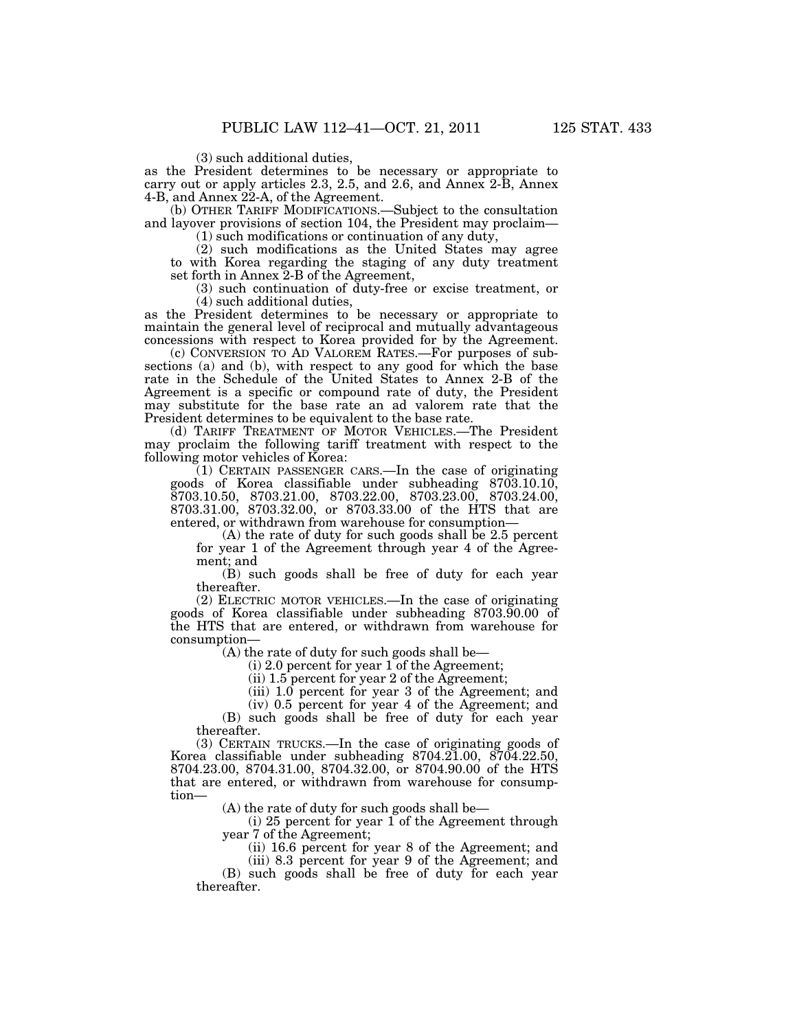(3) such additional duties,

as the President determines to be necessary or appropriate to carry out or apply articles 2.3, 2.5, and 2.6, and Annex 2-B, Annex 4-B, and Annex 22-A, of the Agreement.

(b) OTHER TARIFF MODIFICATIONS.—Subject to the consultation and layover provisions of section 104, the President may proclaim—

(1) such modifications or continuation of any duty,

(2) such modifications as the United States may agree to with Korea regarding the staging of any duty treatment set forth in Annex 2-B of the Agreement,

(3) such continuation of duty-free or excise treatment, or

(4) such additional duties,

as the President determines to be necessary or appropriate to maintain the general level of reciprocal and mutually advantageous concessions with respect to Korea provided for by the Agreement.

(c) CONVERSION TO AD VALOREM RATES.—For purposes of subsections (a) and (b), with respect to any good for which the base rate in the Schedule of the United States to Annex 2-B of the Agreement is a specific or compound rate of duty, the President may substitute for the base rate an ad valorem rate that the President determines to be equivalent to the base rate.

(d) TARIFF TREATMENT OF MOTOR VEHICLES.—The President may proclaim the following tariff treatment with respect to the following motor vehicles of Korea:

(1) CERTAIN PASSENGER CARS.—In the case of originating goods of Korea classifiable under subheading 8703.10.10, 8703.10.50, 8703.21.00, 8703.22.00, 8703.23.00, 8703.24.00, 8703.31.00, 8703.32.00, or 8703.33.00 of the HTS that are entered, or withdrawn from warehouse for consumption—

(A) the rate of duty for such goods shall be 2.5 percent for year 1 of the Agreement through year 4 of the Agreement; and

(B) such goods shall be free of duty for each year thereafter.

(2) ELECTRIC MOTOR VEHICLES.—In the case of originating goods of Korea classifiable under subheading 8703.90.00 of the HTS that are entered, or withdrawn from warehouse for consumption—

(A) the rate of duty for such goods shall be—

(i) 2.0 percent for year 1 of the Agreement;

(ii) 1.5 percent for year 2 of the Agreement;

(iii) 1.0 percent for year 3 of the Agreement; and

(iv) 0.5 percent for year 4 of the Agreement; and

(B) such goods shall be free of duty for each year thereafter.

(3) CERTAIN TRUCKS.—In the case of originating goods of Korea classifiable under subheading 8704.21.00, 8704.22.50, 8704.23.00, 8704.31.00, 8704.32.00, or 8704.90.00 of the HTS that are entered, or withdrawn from warehouse for consumption—

(A) the rate of duty for such goods shall be—

(i) 25 percent for year 1 of the Agreement through year 7 of the Agreement;

(ii) 16.6 percent for year 8 of the Agreement; and

(iii) 8.3 percent for year 9 of the Agreement; and

(B) such goods shall be free of duty for each year thereafter.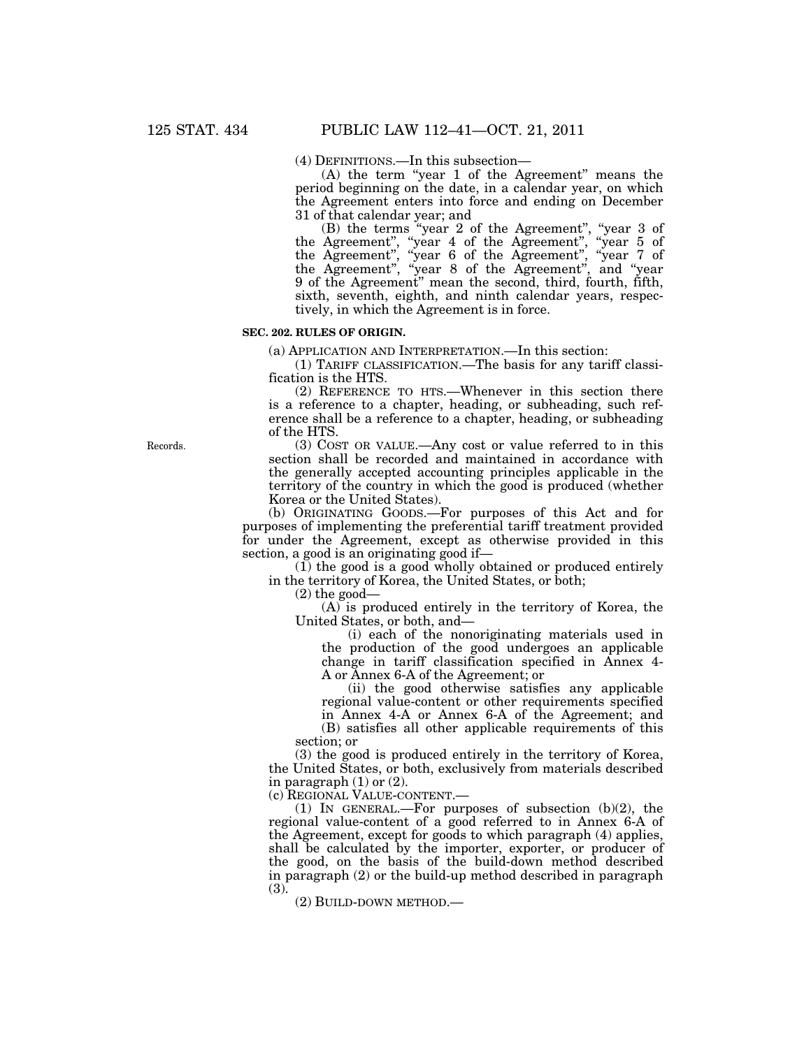(4) DEFINITIONS.—In this subsection—

(A) the term "year 1 of the Agreement" means the period beginning on the date, in a calendar year, on which the Agreement enters into force and ending on December 31 of that calendar year; and

(B) the terms "year 2 of the Agreement", "year 3 of the Agreement", "year 4 of the Agreement", "year 5 of the Agreement", "year 6 of the Agreement", "year 7 of the Agreement", "year 8 of the Agreement", and "year 9 of the Agreement" mean the second, third, fourth, fifth, sixth, seventh, eighth, and ninth calendar years, respectively, in which the Agreement is in force.

**SEC. 202. RULES OF ORIGIN.**

(a) APPLICATION AND INTERPRETATION.—In this section:

(1) TARIFF CLASSIFICATION.—The basis for any tariff classification is the HTS.

(2) REFERENCE TO HTS.—Whenever in this section there is a reference to a chapter, heading, or subheading, such reference shall be a reference to a chapter, heading, or subheading of the HTS.

Records.

(3) COST OR VALUE.—Any cost or value referred to in this section shall be recorded and maintained in accordance with the generally accepted accounting principles applicable in the territory of the country in which the good is produced (whether Korea or the United States).

(b) ORIGINATING GOODS.—For purposes of this Act and for purposes of implementing the preferential tariff treatment provided for under the Agreement, except as otherwise provided in this section, a good is an originating good if—

(1) the good is a good wholly obtained or produced entirely in the territory of Korea, the United States, or both;

(2) the good—

(A) is produced entirely in the territory of Korea, the United States, or both, and—

(i) each of the nonoriginating materials used in the production of the good undergoes an applicable change in tariff classification specified in Annex 4-A or Annex 6-A of the Agreement; or

(ii) the good otherwise satisfies any applicable regional value-content or other requirements specified in Annex 4-A or Annex 6-A of the Agreement; and

(B) satisfies all other applicable requirements of this section; or

(3) the good is produced entirely in the territory of Korea, the United States, or both, exclusively from materials described in paragraph (1) or (2).

(c) REGIONAL VALUE-CONTENT.—

(1) IN GENERAL.—For purposes of subsection (b)(2), the regional value-content of a good referred to in Annex 6-A of the Agreement, except for goods to which paragraph (4) applies, shall be calculated by the importer, exporter, or producer of the good, on the basis of the build-down method described in paragraph (2) or the build-up method described in paragraph (3).

(2) BUILD-DOWN METHOD.—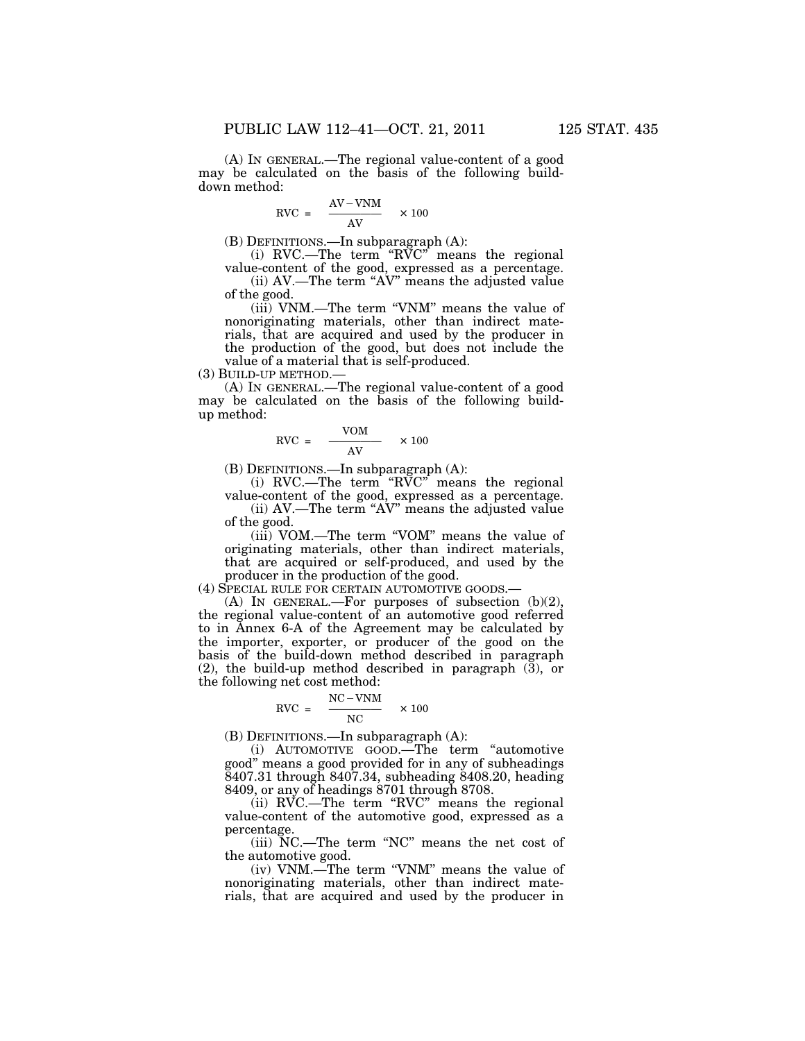(A) IN GENERAL.—The regional value-content of a good may be calculated on the basis of the following build-down method:

$$RVC = \frac{AV - VNM}{AV} \times 100$$

(B) DEFINITIONS.—In subparagraph (A):

(i) RVC.—The term "RVC" means the regional value-content of the good, expressed as a percentage.

(ii) AV.—The term "AV" means the adjusted value of the good.

(iii) VNM.—The term "VNM" means the value of nonoriginating materials, other than indirect materials, that are acquired and used by the producer in the production of the good, but does not include the value of a material that is self-produced.

(3) BUILD-UP METHOD.—

(A) IN GENERAL.—The regional value-content of a good may be calculated on the basis of the following build-up method:

$$RVC = \frac{VOM}{AV} \times 100$$

(B) DEFINITIONS.—In subparagraph (A):

(i) RVC.—The term "RVC" means the regional value-content of the good, expressed as a percentage.

(ii) AV.—The term "AV" means the adjusted value of the good.

(iii) VOM.—The term "VOM" means the value of originating materials, other than indirect materials, that are acquired or self-produced, and used by the producer in the production of the good.

(4) SPECIAL RULE FOR CERTAIN AUTOMOTIVE GOODS.—

(A) IN GENERAL.—For purposes of subsection (b)(2), the regional value-content of an automotive good referred to in Annex 6-A of the Agreement may be calculated by the importer, exporter, or producer of the good on the basis of the build-down method described in paragraph (2), the build-up method described in paragraph (3), or the following net cost method:

$$RVC = \frac{NC - VNM}{NC} \times 100$$

(B) DEFINITIONS.—In subparagraph (A):

(i) AUTOMOTIVE GOOD.—The term "automotive good" means a good provided for in any of subheadings 8407.31 through 8407.34, subheading 8408.20, heading 8409, or any of headings 8701 through 8708.

(ii) RVC.—The term "RVC" means the regional value-content of the automotive good, expressed as a percentage.

(iii) NC.—The term "NC" means the net cost of the automotive good.

(iv) VNM.—The term "VNM" means the value of nonoriginating materials, other than indirect materials, that are acquired and used by the producer in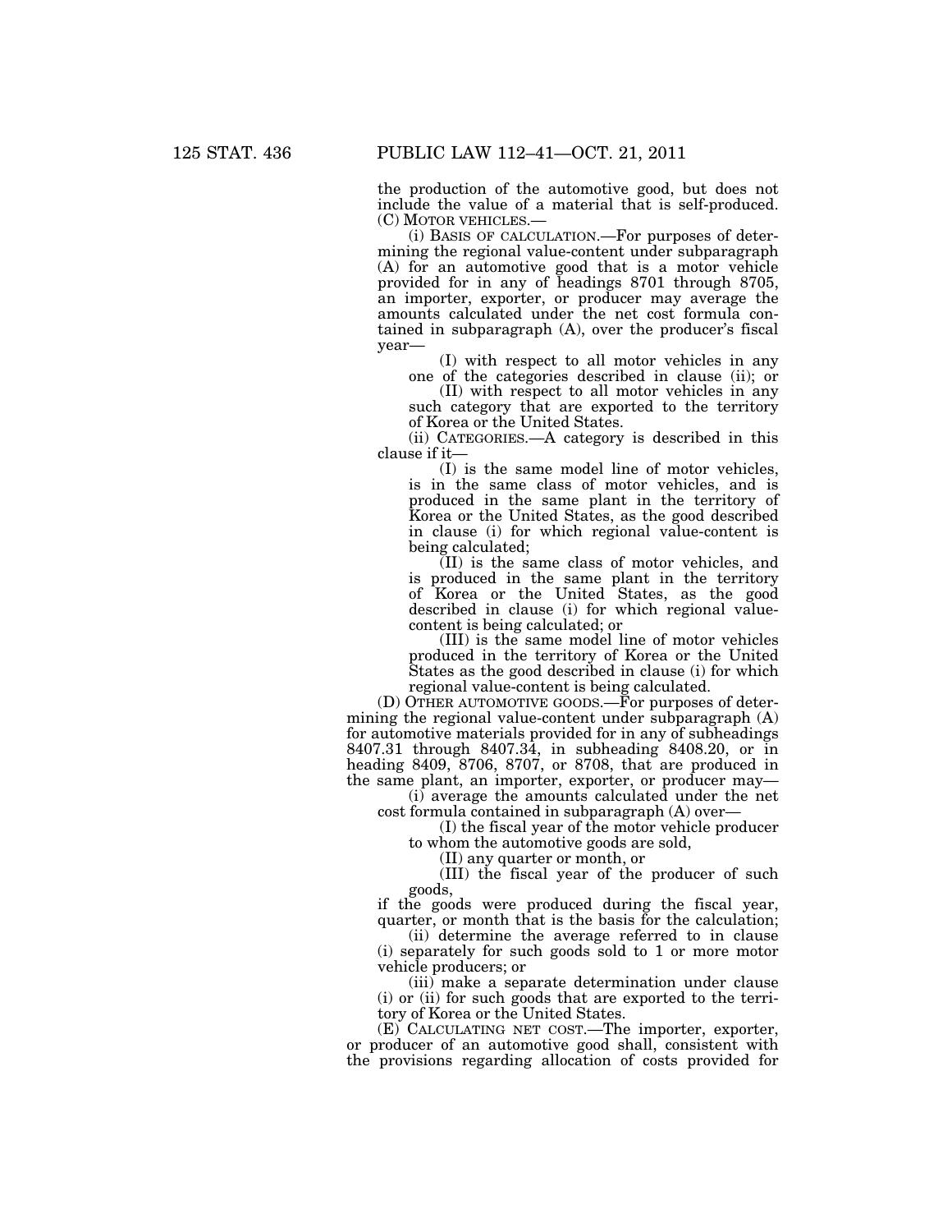the production of the automotive good, but does not include the value of a material that is self-produced.

(C) MOTOR VEHICLES.—

(i) BASIS OF CALCULATION.—For purposes of determining the regional value-content under subparagraph (A) for an automotive good that is a motor vehicle provided for in any of headings 8701 through 8705, an importer, exporter, or producer may average the amounts calculated under the net cost formula contained in subparagraph (A), over the producer's fiscal year—

(I) with respect to all motor vehicles in any one of the categories described in clause (ii); or

(II) with respect to all motor vehicles in any such category that are exported to the territory of Korea or the United States.

(ii) CATEGORIES.—A category is described in this clause if it—

(I) is the same model line of motor vehicles, is in the same class of motor vehicles, and is produced in the same plant in the territory of Korea or the United States, as the good described in clause (i) for which regional value-content is being calculated;

(II) is the same class of motor vehicles, and is produced in the same plant in the territory of Korea or the United States, as the good described in clause (i) for which regional value-content is being calculated; or

(III) is the same model line of motor vehicles produced in the territory of Korea or the United States as the good described in clause (i) for which regional value-content is being calculated.

(D) OTHER AUTOMOTIVE GOODS.—For purposes of determining the regional value-content under subparagraph (A) for automotive materials provided for in any of subheadings 8407.31 through 8407.34, in subheading 8408.20, or in heading 8409, 8706, 8707, or 8708, that are produced in the same plant, an importer, exporter, or producer may—

(i) average the amounts calculated under the net cost formula contained in subparagraph (A) over—

(I) the fiscal year of the motor vehicle producer to whom the automotive goods are sold,

(II) any quarter or month, or

(III) the fiscal year of the producer of such goods,

if the goods were produced during the fiscal year, quarter, or month that is the basis for the calculation;

(ii) determine the average referred to in clause (i) separately for such goods sold to 1 or more motor vehicle producers; or

(iii) make a separate determination under clause (i) or (ii) for such goods that are exported to the territory of Korea or the United States.

(E) CALCULATING NET COST.—The importer, exporter, or producer of an automotive good shall, consistent with the provisions regarding allocation of costs provided for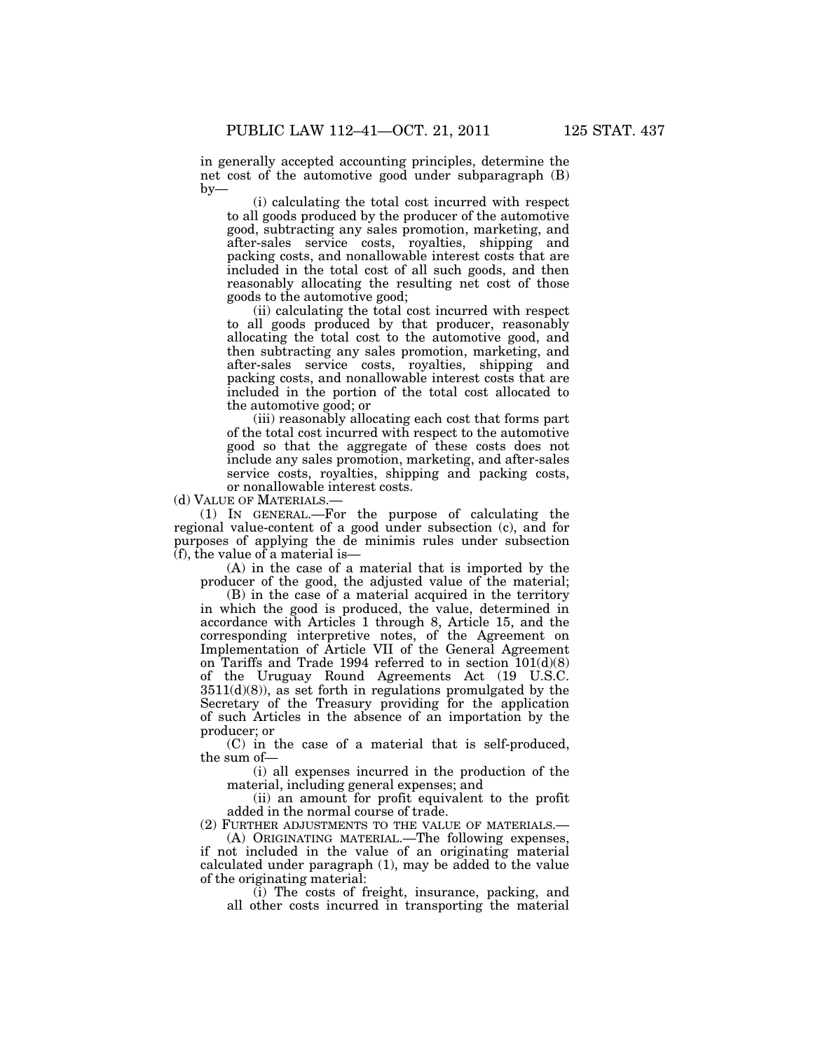in generally accepted accounting principles, determine the net cost of the automotive good under subparagraph (B) by—

(i) calculating the total cost incurred with respect to all goods produced by the producer of the automotive good, subtracting any sales promotion, marketing, and after-sales service costs, royalties, shipping and packing costs, and nonallowable interest costs that are included in the total cost of all such goods, and then reasonably allocating the resulting net cost of those goods to the automotive good;

(ii) calculating the total cost incurred with respect to all goods produced by that producer, reasonably allocating the total cost to the automotive good, and then subtracting any sales promotion, marketing, and after-sales service costs, royalties, shipping and packing costs, and nonallowable interest costs that are included in the portion of the total cost allocated to the automotive good; or

(iii) reasonably allocating each cost that forms part of the total cost incurred with respect to the automotive good so that the aggregate of these costs does not include any sales promotion, marketing, and after-sales service costs, royalties, shipping and packing costs, or nonallowable interest costs.

(d) VALUE OF MATERIALS.—

(1) IN GENERAL.—For the purpose of calculating the regional value-content of a good under subsection (c), and for purposes of applying the de minimis rules under subsection (f), the value of a material is—

(A) in the case of a material that is imported by the producer of the good, the adjusted value of the material;

(B) in the case of a material acquired in the territory in which the good is produced, the value, determined in accordance with Articles 1 through 8, Article 15, and the corresponding interpretive notes, of the Agreement on Implementation of Article VII of the General Agreement on Tariffs and Trade 1994 referred to in section 101(d)(8) of the Uruguay Round Agreements Act (19 U.S.C. 3511(d)(8)), as set forth in regulations promulgated by the Secretary of the Treasury providing for the application of such Articles in the absence of an importation by the producer; or

(C) in the case of a material that is self-produced, the sum of—

(i) all expenses incurred in the production of the material, including general expenses; and

(ii) an amount for profit equivalent to the profit added in the normal course of trade.

(2) FURTHER ADJUSTMENTS TO THE VALUE OF MATERIALS.—

(A) ORIGINATING MATERIAL.—The following expenses, if not included in the value of an originating material calculated under paragraph (1), may be added to the value of the originating material:

(i) The costs of freight, insurance, packing, and all other costs incurred in transporting the material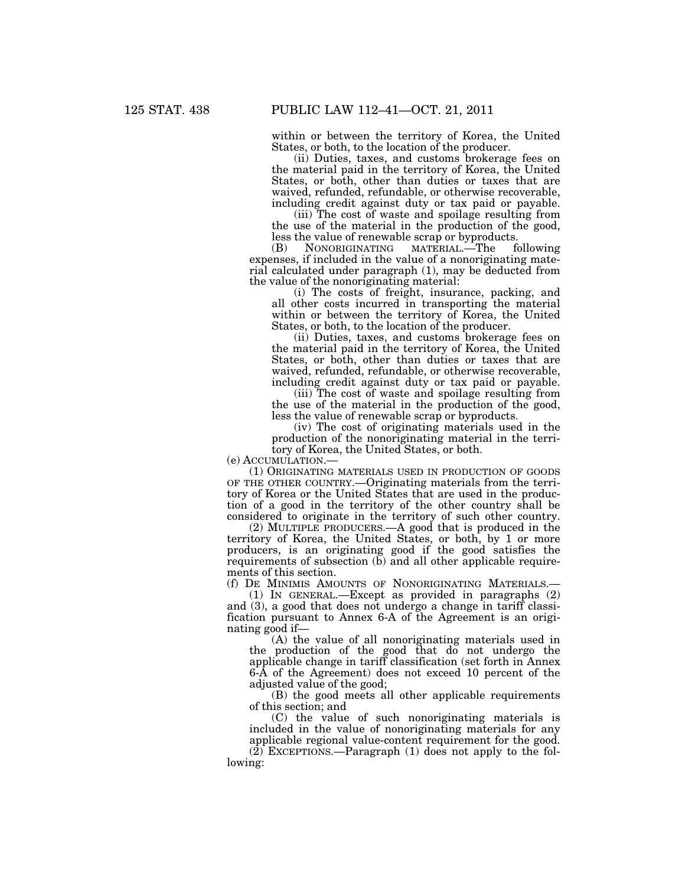within or between the territory of Korea, the United States, or both, to the location of the producer.

(ii) Duties, taxes, and customs brokerage fees on the material paid in the territory of Korea, the United States, or both, other than duties or taxes that are waived, refunded, refundable, or otherwise recoverable, including credit against duty or tax paid or payable.

(iii) The cost of waste and spoilage resulting from the use of the material in the production of the good, less the value of renewable scrap or byproducts.

(B) NONORIGINATING MATERIAL.—The following expenses, if included in the value of a nonoriginating material calculated under paragraph (1), may be deducted from the value of the nonoriginating material:

(i) The costs of freight, insurance, packing, and all other costs incurred in transporting the material within or between the territory of Korea, the United States, or both, to the location of the producer.

(ii) Duties, taxes, and customs brokerage fees on the material paid in the territory of Korea, the United States, or both, other than duties or taxes that are waived, refunded, refundable, or otherwise recoverable, including credit against duty or tax paid or payable.

(iii) The cost of waste and spoilage resulting from the use of the material in the production of the good, less the value of renewable scrap or byproducts.

(iv) The cost of originating materials used in the production of the nonoriginating material in the territory of Korea, the United States, or both.

(e) ACCUMULATION.—

(1) ORIGINATING MATERIALS USED IN PRODUCTION OF GOODS OF THE OTHER COUNTRY.—Originating materials from the territory of Korea or the United States that are used in the production of a good in the territory of the other country shall be considered to originate in the territory of such other country.

(2) MULTIPLE PRODUCERS.—A good that is produced in the territory of Korea, the United States, or both, by 1 or more producers, is an originating good if the good satisfies the requirements of subsection (b) and all other applicable requirements of this section.

(f) DE MINIMIS AMOUNTS OF NONORIGINATING MATERIALS.—

(1) IN GENERAL.—Except as provided in paragraphs (2) and (3), a good that does not undergo a change in tariff classification pursuant to Annex 6-A of the Agreement is an originating good if—

(A) the value of all nonoriginating materials used in the production of the good that do not undergo the applicable change in tariff classification (set forth in Annex 6-A of the Agreement) does not exceed 10 percent of the adjusted value of the good;

(B) the good meets all other applicable requirements of this section; and

(C) the value of such nonoriginating materials is included in the value of nonoriginating materials for any applicable regional value-content requirement for the good.

(2) EXCEPTIONS.—Paragraph (1) does not apply to the following: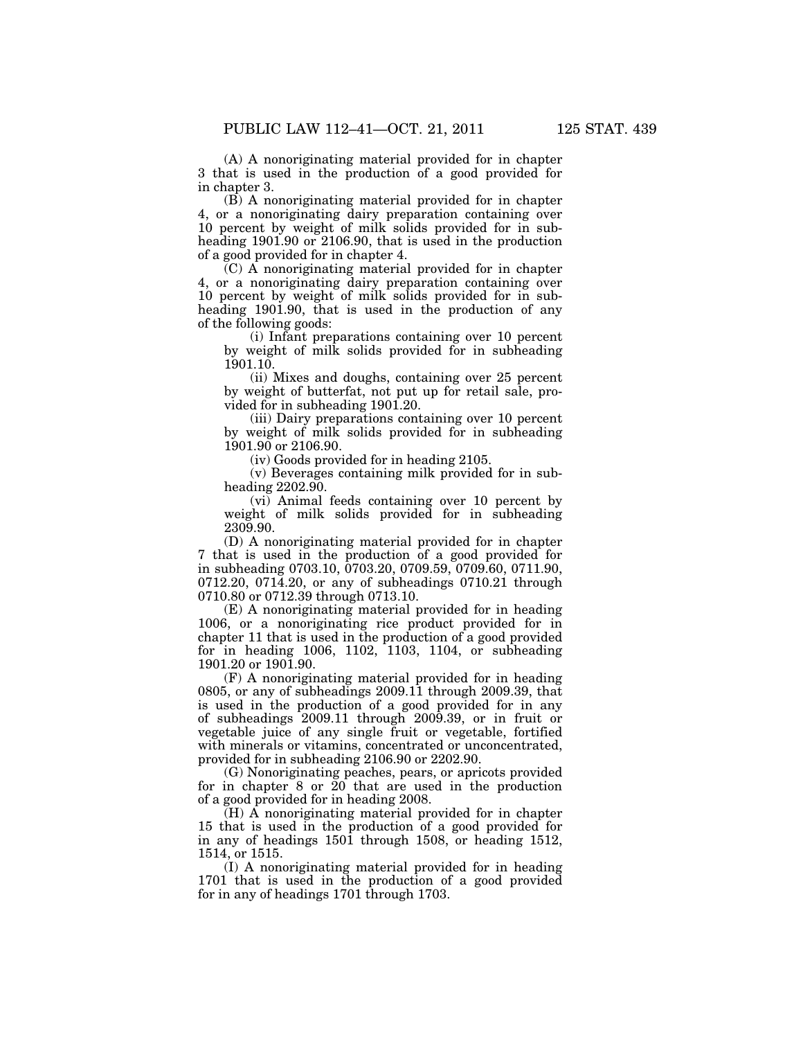(A) A nonoriginating material provided for in chapter 3 that is used in the production of a good provided for in chapter 3.

(B) A nonoriginating material provided for in chapter 4, or a nonoriginating dairy preparation containing over 10 percent by weight of milk solids provided for in subheading 1901.90 or 2106.90, that is used in the production of a good provided for in chapter 4.

(C) A nonoriginating material provided for in chapter 4, or a nonoriginating dairy preparation containing over 10 percent by weight of milk solids provided for in subheading 1901.90, that is used in the production of any of the following goods:

(i) Infant preparations containing over 10 percent by weight of milk solids provided for in subheading 1901.10.

(ii) Mixes and doughs, containing over 25 percent by weight of butterfat, not put up for retail sale, provided for in subheading 1901.20.

(iii) Dairy preparations containing over 10 percent by weight of milk solids provided for in subheading 1901.90 or 2106.90.

(iv) Goods provided for in heading 2105.

(v) Beverages containing milk provided for in subheading 2202.90.

(vi) Animal feeds containing over 10 percent by weight of milk solids provided for in subheading 2309.90.

(D) A nonoriginating material provided for in chapter 7 that is used in the production of a good provided for in subheading 0703.10, 0703.20, 0709.59, 0709.60, 0711.90, 0712.20, 0714.20, or any of subheadings 0710.21 through 0710.80 or 0712.39 through 0713.10.

(E) A nonoriginating material provided for in heading 1006, or a nonoriginating rice product provided for in chapter 11 that is used in the production of a good provided for in heading 1006, 1102, 1103, 1104, or subheading 1901.20 or 1901.90.

(F) A nonoriginating material provided for in heading 0805, or any of subheadings 2009.11 through 2009.39, that is used in the production of a good provided for in any of subheadings 2009.11 through 2009.39, or in fruit or vegetable juice of any single fruit or vegetable, fortified with minerals or vitamins, concentrated or unconcentrated, provided for in subheading 2106.90 or 2202.90.

(G) Nonoriginating peaches, pears, or apricots provided for in chapter 8 or 20 that are used in the production of a good provided for in heading 2008.

(H) A nonoriginating material provided for in chapter 15 that is used in the production of a good provided for in any of headings 1501 through 1508, or heading 1512, 1514, or 1515.

(I) A nonoriginating material provided for in heading 1701 that is used in the production of a good provided for in any of headings 1701 through 1703.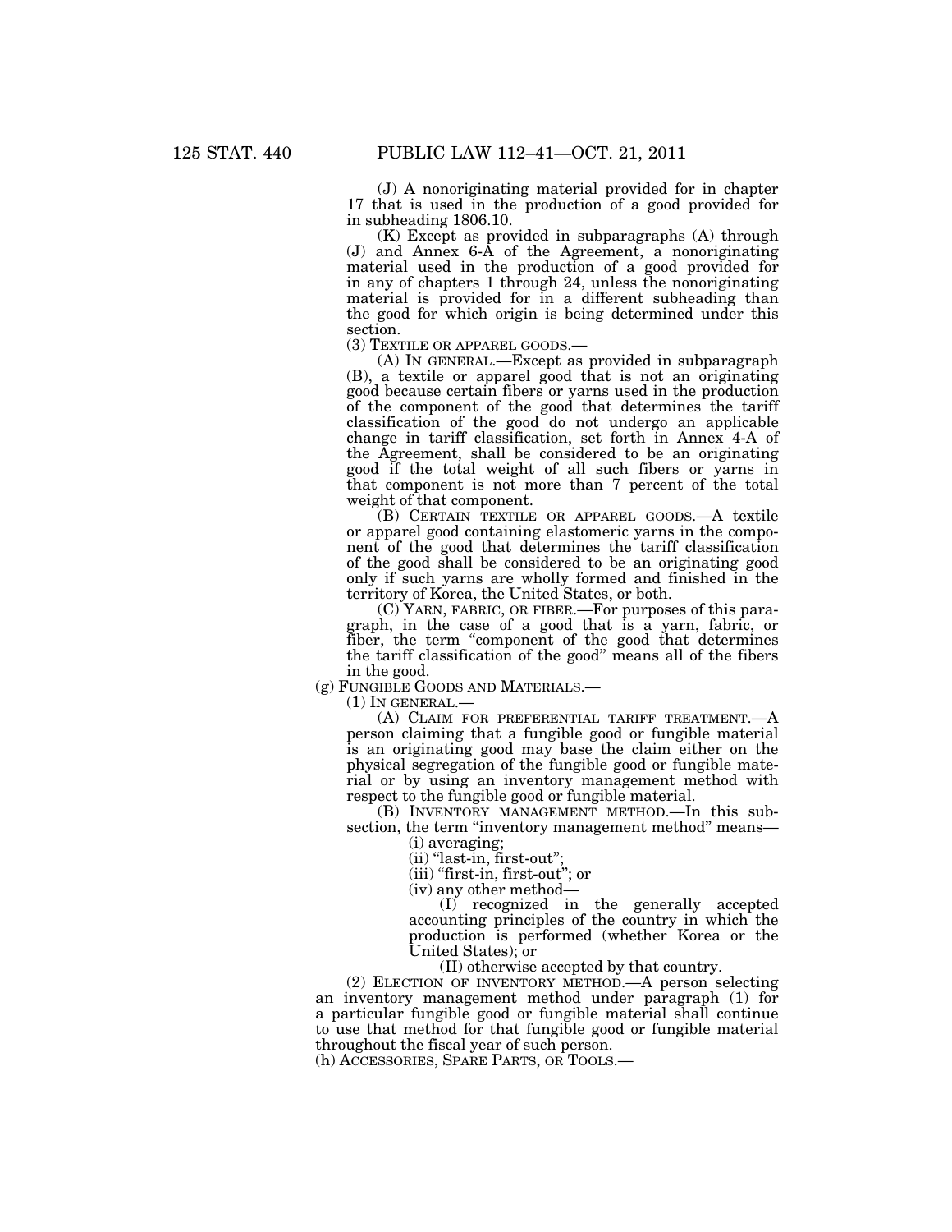(J) A nonoriginating material provided for in chapter 17 that is used in the production of a good provided for in subheading 1806.10.

(K) Except as provided in subparagraphs (A) through (J) and Annex 6-A of the Agreement, a nonoriginating material used in the production of a good provided for in any of chapters 1 through 24, unless the nonoriginating material is provided for in a different subheading than the good for which origin is being determined under this section.

(3) TEXTILE OR APPAREL GOODS.—

(A) IN GENERAL.—Except as provided in subparagraph (B), a textile or apparel good that is not an originating good because certain fibers or yarns used in the production of the component of the good that determines the tariff classification of the good do not undergo an applicable change in tariff classification, set forth in Annex 4-A of the Agreement, shall be considered to be an originating good if the total weight of all such fibers or yarns in that component is not more than 7 percent of the total weight of that component.

(B) CERTAIN TEXTILE OR APPAREL GOODS.—A textile or apparel good containing elastomeric yarns in the component of the good that determines the tariff classification of the good shall be considered to be an originating good only if such yarns are wholly formed and finished in the territory of Korea, the United States, or both.

(C) YARN, FABRIC, OR FIBER.—For purposes of this paragraph, in the case of a good that is a yarn, fabric, or fiber, the term "component of the good that determines the tariff classification of the good" means all of the fibers in the good.

(g) FUNGIBLE GOODS AND MATERIALS.—

(1) IN GENERAL.—

(A) CLAIM FOR PREFERENTIAL TARIFF TREATMENT.—A person claiming that a fungible good or fungible material is an originating good may base the claim either on the physical segregation of the fungible good or fungible material or by using an inventory management method with respect to the fungible good or fungible material.

(B) INVENTORY MANAGEMENT METHOD.—In this subsection, the term "inventory management method" means—

(i) averaging;

(ii) "last-in, first-out";

(iii) "first-in, first-out"; or

(iv) any other method—

(I) recognized in the generally accepted accounting principles of the country in which the production is performed (whether Korea or the United States); or

(II) otherwise accepted by that country.

(2) ELECTION OF INVENTORY METHOD.—A person selecting an inventory management method under paragraph (1) for a particular fungible good or fungible material shall continue to use that method for that fungible good or fungible material throughout the fiscal year of such person.

(h) ACCESSORIES, SPARE PARTS, OR TOOLS.—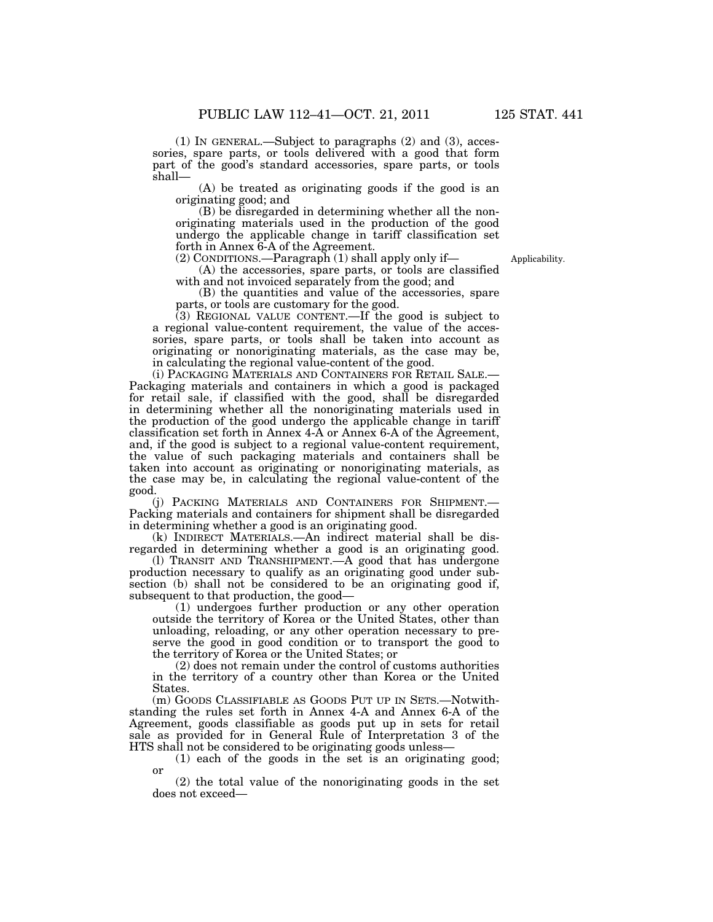(1) IN GENERAL.—Subject to paragraphs (2) and (3), accessories, spare parts, or tools delivered with a good that form part of the good's standard accessories, spare parts, or tools shall—

(A) be treated as originating goods if the good is an originating good; and

(B) be disregarded in determining whether all the nonoriginating materials used in the production of the good undergo the applicable change in tariff classification set forth in Annex 6-A of the Agreement.

(2) CONDITIONS.—Paragraph (1) shall apply only if—

Applicability.

(A) the accessories, spare parts, or tools are classified with and not invoiced separately from the good; and

(B) the quantities and value of the accessories, spare parts, or tools are customary for the good.

(3) REGIONAL VALUE CONTENT.—If the good is subject to a regional value-content requirement, the value of the accessories, spare parts, or tools shall be taken into account as originating or nonoriginating materials, as the case may be, in calculating the regional value-content of the good.

(i) PACKAGING MATERIALS AND CONTAINERS FOR RETAIL SALE.—Packaging materials and containers in which a good is packaged for retail sale, if classified with the good, shall be disregarded in determining whether all the nonoriginating materials used in the production of the good undergo the applicable change in tariff classification set forth in Annex 4-A or Annex 6-A of the Agreement, and, if the good is subject to a regional value-content requirement, the value of such packaging materials and containers shall be taken into account as originating or nonoriginating materials, as the case may be, in calculating the regional value-content of the good.

(j) PACKING MATERIALS AND CONTAINERS FOR SHIPMENT.—Packing materials and containers for shipment shall be disregarded in determining whether a good is an originating good.

(k) INDIRECT MATERIALS.—An indirect material shall be disregarded in determining whether a good is an originating good.

(l) TRANSIT AND TRANSHIPMENT.—A good that has undergone production necessary to qualify as an originating good under subsection (b) shall not be considered to be an originating good if, subsequent to that production, the good—

(1) undergoes further production or any other operation outside the territory of Korea or the United States, other than unloading, reloading, or any other operation necessary to preserve the good in good condition or to transport the good to the territory of Korea or the United States; or

(2) does not remain under the control of customs authorities in the territory of a country other than Korea or the United States.

(m) GOODS CLASSIFIABLE AS GOODS PUT UP IN SETS.—Notwithstanding the rules set forth in Annex 4-A and Annex 6-A of the Agreement, goods classifiable as goods put up in sets for retail sale as provided for in General Rule of Interpretation 3 of the HTS shall not be considered to be originating goods unless—

(1) each of the goods in the set is an originating good; or

(2) the total value of the nonoriginating goods in the set does not exceed—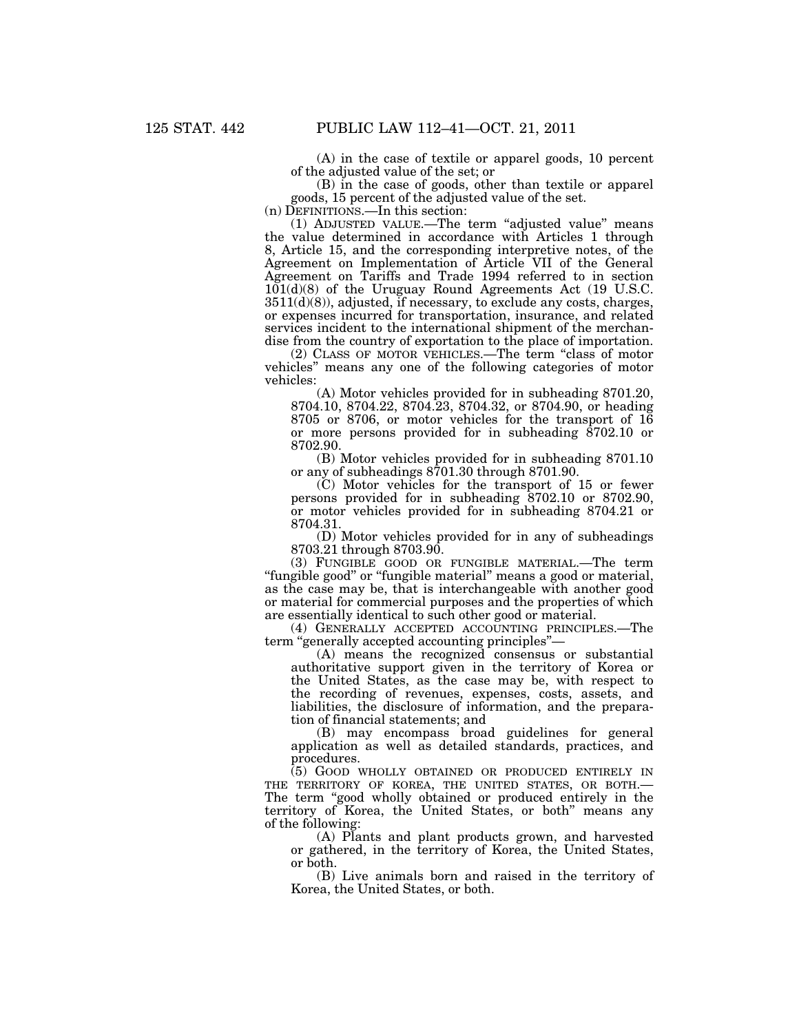(A) in the case of textile or apparel goods, 10 percent of the adjusted value of the set; or

(B) in the case of goods, other than textile or apparel goods, 15 percent of the adjusted value of the set.

(n) DEFINITIONS.—In this section:

(1) ADJUSTED VALUE.—The term "adjusted value" means the value determined in accordance with Articles 1 through 8, Article 15, and the corresponding interpretive notes, of the Agreement on Implementation of Article VII of the General Agreement on Tariffs and Trade 1994 referred to in section 101(d)(8) of the Uruguay Round Agreements Act (19 U.S.C. 3511(d)(8)), adjusted, if necessary, to exclude any costs, charges, or expenses incurred for transportation, insurance, and related services incident to the international shipment of the merchandise from the country of exportation to the place of importation.

(2) CLASS OF MOTOR VEHICLES.—The term "class of motor vehicles" means any one of the following categories of motor vehicles:

(A) Motor vehicles provided for in subheading 8701.20, 8704.10, 8704.22, 8704.23, 8704.32, or 8704.90, or heading 8705 or 8706, or motor vehicles for the transport of 16 or more persons provided for in subheading 8702.10 or 8702.90.

(B) Motor vehicles provided for in subheading 8701.10 or any of subheadings 8701.30 through 8701.90.

(C) Motor vehicles for the transport of 15 or fewer persons provided for in subheading 8702.10 or 8702.90, or motor vehicles provided for in subheading 8704.21 or 8704.31.

(D) Motor vehicles provided for in any of subheadings 8703.21 through 8703.90.

(3) FUNGIBLE GOOD OR FUNGIBLE MATERIAL.—The term "fungible good" or "fungible material" means a good or material, as the case may be, that is interchangeable with another good or material for commercial purposes and the properties of which are essentially identical to such other good or material.

(4) GENERALLY ACCEPTED ACCOUNTING PRINCIPLES.—The term "generally accepted accounting principles"—

(A) means the recognized consensus or substantial authoritative support given in the territory of Korea or the United States, as the case may be, with respect to the recording of revenues, expenses, costs, assets, and liabilities, the disclosure of information, and the preparation of financial statements; and

(B) may encompass broad guidelines for general application as well as detailed standards, practices, and procedures.

(5) GOOD WHOLLY OBTAINED OR PRODUCED ENTIRELY IN THE TERRITORY OF KOREA, THE UNITED STATES, OR BOTH.—The term "good wholly obtained or produced entirely in the territory of Korea, the United States, or both" means any of the following:

(A) Plants and plant products grown, and harvested or gathered, in the territory of Korea, the United States, or both.

(B) Live animals born and raised in the territory of Korea, the United States, or both.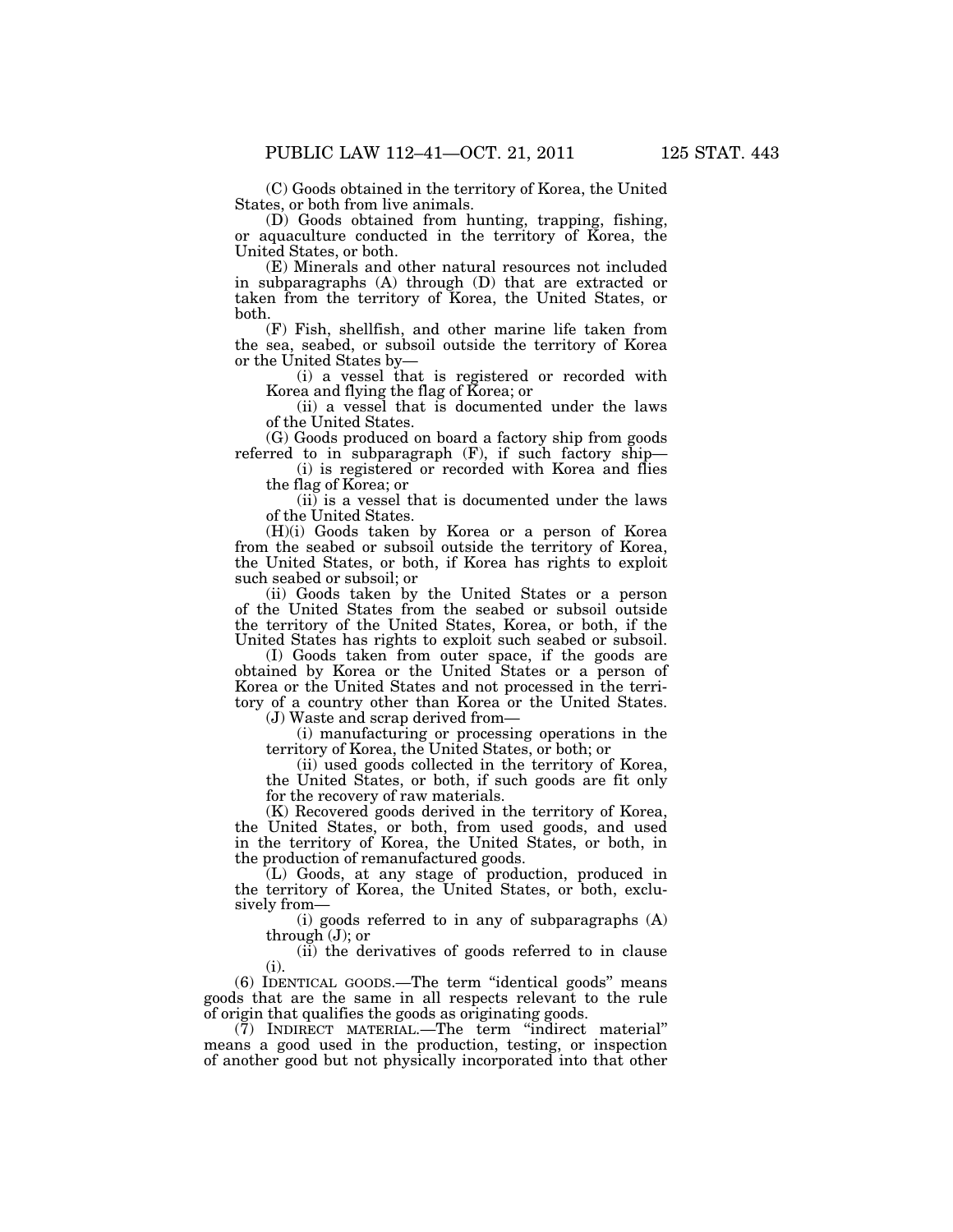(C) Goods obtained in the territory of Korea, the United States, or both from live animals.

(D) Goods obtained from hunting, trapping, fishing, or aquaculture conducted in the territory of Korea, the United States, or both.

(E) Minerals and other natural resources not included in subparagraphs (A) through (D) that are extracted or taken from the territory of Korea, the United States, or both.

(F) Fish, shellfish, and other marine life taken from the sea, seabed, or subsoil outside the territory of Korea or the United States by—

(i) a vessel that is registered or recorded with Korea and flying the flag of Korea; or

(ii) a vessel that is documented under the laws of the United States.

(G) Goods produced on board a factory ship from goods referred to in subparagraph (F), if such factory ship—

(i) is registered or recorded with Korea and flies the flag of Korea; or

(ii) is a vessel that is documented under the laws of the United States.

(H)(i) Goods taken by Korea or a person of Korea from the seabed or subsoil outside the territory of Korea, the United States, or both, if Korea has rights to exploit such seabed or subsoil; or

(ii) Goods taken by the United States or a person of the United States from the seabed or subsoil outside the territory of the United States, Korea, or both, if the United States has rights to exploit such seabed or subsoil.

(I) Goods taken from outer space, if the goods are obtained by Korea or the United States or a person of Korea or the United States and not processed in the territory of a country other than Korea or the United States.

(J) Waste and scrap derived from—

(i) manufacturing or processing operations in the territory of Korea, the United States, or both; or

(ii) used goods collected in the territory of Korea, the United States, or both, if such goods are fit only for the recovery of raw materials.

(K) Recovered goods derived in the territory of Korea, the United States, or both, from used goods, and used in the territory of Korea, the United States, or both, in the production of remanufactured goods.

(L) Goods, at any stage of production, produced in the territory of Korea, the United States, or both, exclusively from—

(i) goods referred to in any of subparagraphs (A) through (J); or

(ii) the derivatives of goods referred to in clause (i).

(6) IDENTICAL GOODS.—The term "identical goods" means goods that are the same in all respects relevant to the rule of origin that qualifies the goods as originating goods.

(7) INDIRECT MATERIAL.—The term "indirect material" means a good used in the production, testing, or inspection of another good but not physically incorporated into that other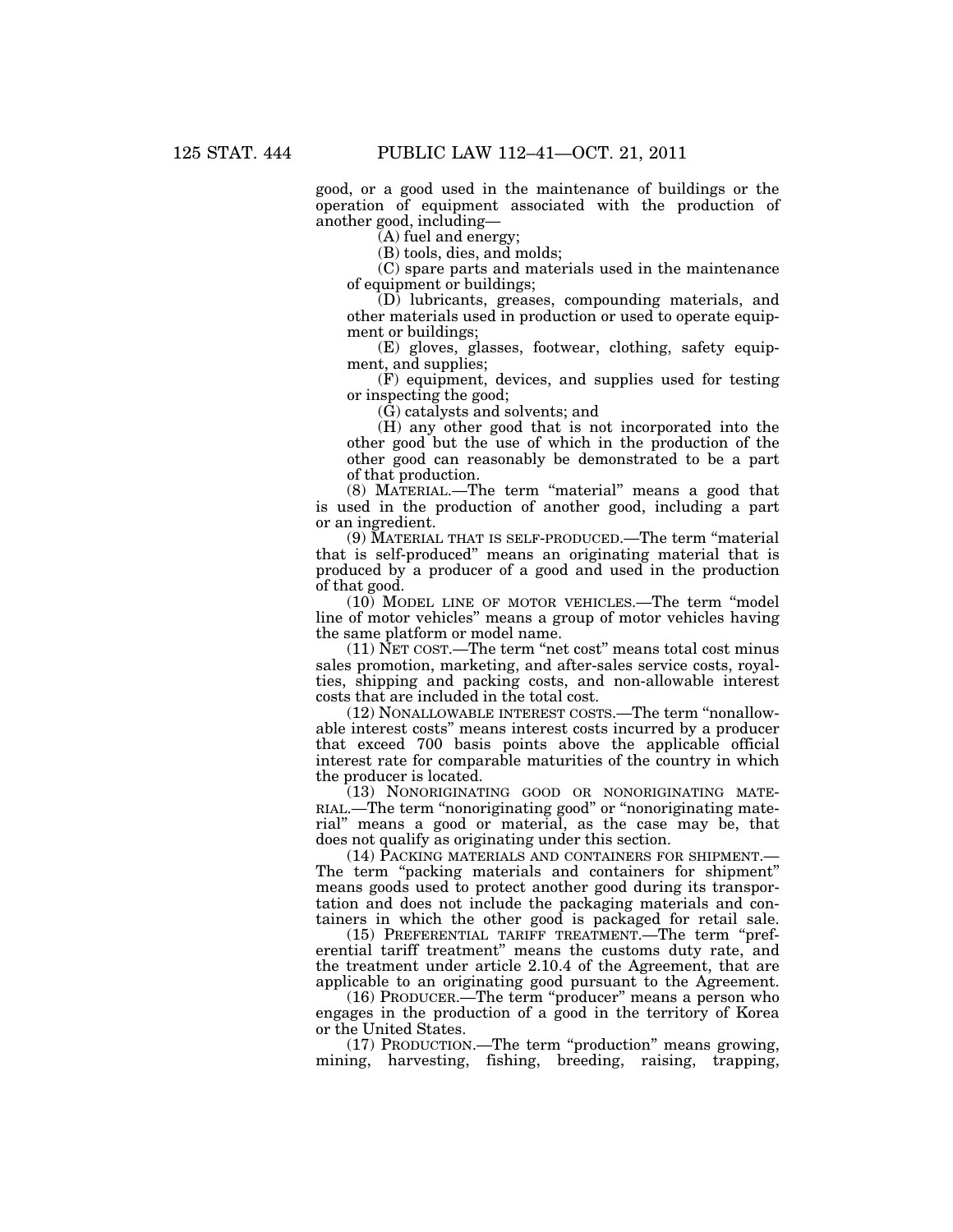good, or a good used in the maintenance of buildings or the operation of equipment associated with the production of another good, including—

(A) fuel and energy;

(B) tools, dies, and molds;

(C) spare parts and materials used in the maintenance of equipment or buildings;

(D) lubricants, greases, compounding materials, and other materials used in production or used to operate equipment or buildings;

(E) gloves, glasses, footwear, clothing, safety equipment, and supplies;

(F) equipment, devices, and supplies used for testing or inspecting the good;

(G) catalysts and solvents; and

(H) any other good that is not incorporated into the other good but the use of which in the production of the other good can reasonably be demonstrated to be a part of that production.

(8) MATERIAL.—The term "material" means a good that is used in the production of another good, including a part or an ingredient.

(9) MATERIAL THAT IS SELF-PRODUCED.—The term "material that is self-produced" means an originating material that is produced by a producer of a good and used in the production of that good.

(10) MODEL LINE OF MOTOR VEHICLES.—The term "model line of motor vehicles" means a group of motor vehicles having the same platform or model name.

(11) NET COST.—The term "net cost" means total cost minus sales promotion, marketing, and after-sales service costs, royalties, shipping and packing costs, and non-allowable interest costs that are included in the total cost.

(12) NONALLOWABLE INTEREST COSTS.—The term "nonallowable interest costs" means interest costs incurred by a producer that exceed 700 basis points above the applicable official interest rate for comparable maturities of the country in which the producer is located.

(13) NONORIGINATING GOOD OR NONORIGINATING MATERIAL.—The term "nonoriginating good" or "nonoriginating material" means a good or material, as the case may be, that does not qualify as originating under this section.

(14) PACKING MATERIALS AND CONTAINERS FOR SHIPMENT.—The term "packing materials and containers for shipment" means goods used to protect another good during its transportation and does not include the packaging materials and containers in which the other good is packaged for retail sale.

(15) PREFERENTIAL TARIFF TREATMENT.—The term "preferential tariff treatment" means the customs duty rate, and the treatment under article 2.10.4 of the Agreement, that are applicable to an originating good pursuant to the Agreement.

(16) PRODUCER.—The term "producer" means a person who engages in the production of a good in the territory of Korea or the United States.

(17) PRODUCTION.—The term "production" means growing, mining, harvesting, fishing, breeding, raising, trapping,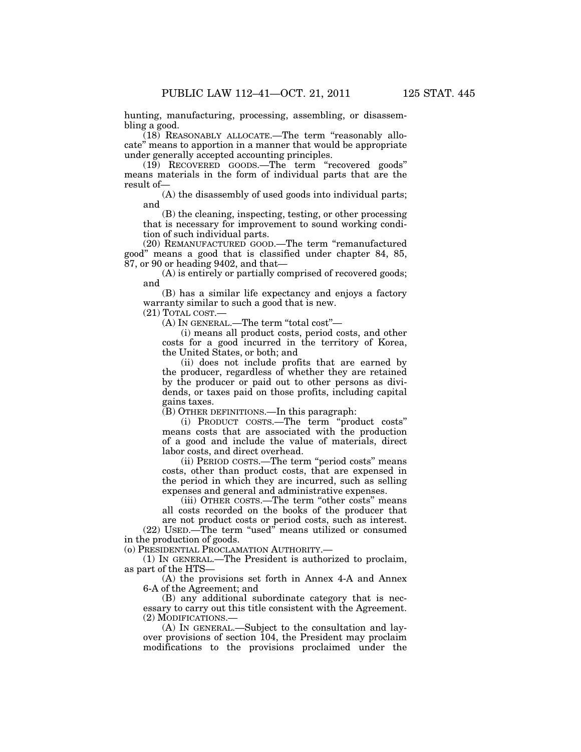hunting, manufacturing, processing, assembling, or disassembling a good.

(18) REASONABLY ALLOCATE.—The term "reasonably allocate" means to apportion in a manner that would be appropriate under generally accepted accounting principles.

(19) RECOVERED GOODS.—The term "recovered goods" means materials in the form of individual parts that are the result of—

(A) the disassembly of used goods into individual parts; and

(B) the cleaning, inspecting, testing, or other processing that is necessary for improvement to sound working condition of such individual parts.

(20) REMANUFACTURED GOOD.—The term "remanufactured good" means a good that is classified under chapter 84, 85, 87, or 90 or heading 9402, and that—

(A) is entirely or partially comprised of recovered goods; and

(B) has a similar life expectancy and enjoys a factory warranty similar to such a good that is new.

(21) TOTAL COST.—

(A) IN GENERAL.—The term "total cost"—

(i) means all product costs, period costs, and other costs for a good incurred in the territory of Korea, the United States, or both; and

(ii) does not include profits that are earned by the producer, regardless of whether they are retained by the producer or paid out to other persons as dividends, or taxes paid on those profits, including capital gains taxes.

(B) OTHER DEFINITIONS.—In this paragraph:

(i) PRODUCT COSTS.—The term "product costs" means costs that are associated with the production of a good and include the value of materials, direct labor costs, and direct overhead.

(ii) PERIOD COSTS.—The term "period costs" means costs, other than product costs, that are expensed in the period in which they are incurred, such as selling expenses and general and administrative expenses.

(iii) OTHER COSTS.—The term "other costs" means all costs recorded on the books of the producer that are not product costs or period costs, such as interest.

(22) USED.—The term "used" means utilized or consumed in the production of goods.

(o) PRESIDENTIAL PROCLAMATION AUTHORITY.—

(1) IN GENERAL.—The President is authorized to proclaim, as part of the HTS—

(A) the provisions set forth in Annex 4-A and Annex 6-A of the Agreement; and

(B) any additional subordinate category that is necessary to carry out this title consistent with the Agreement.

(2) MODIFICATIONS.—

(A) IN GENERAL.—Subject to the consultation and layover provisions of section 104, the President may proclaim modifications to the provisions proclaimed under the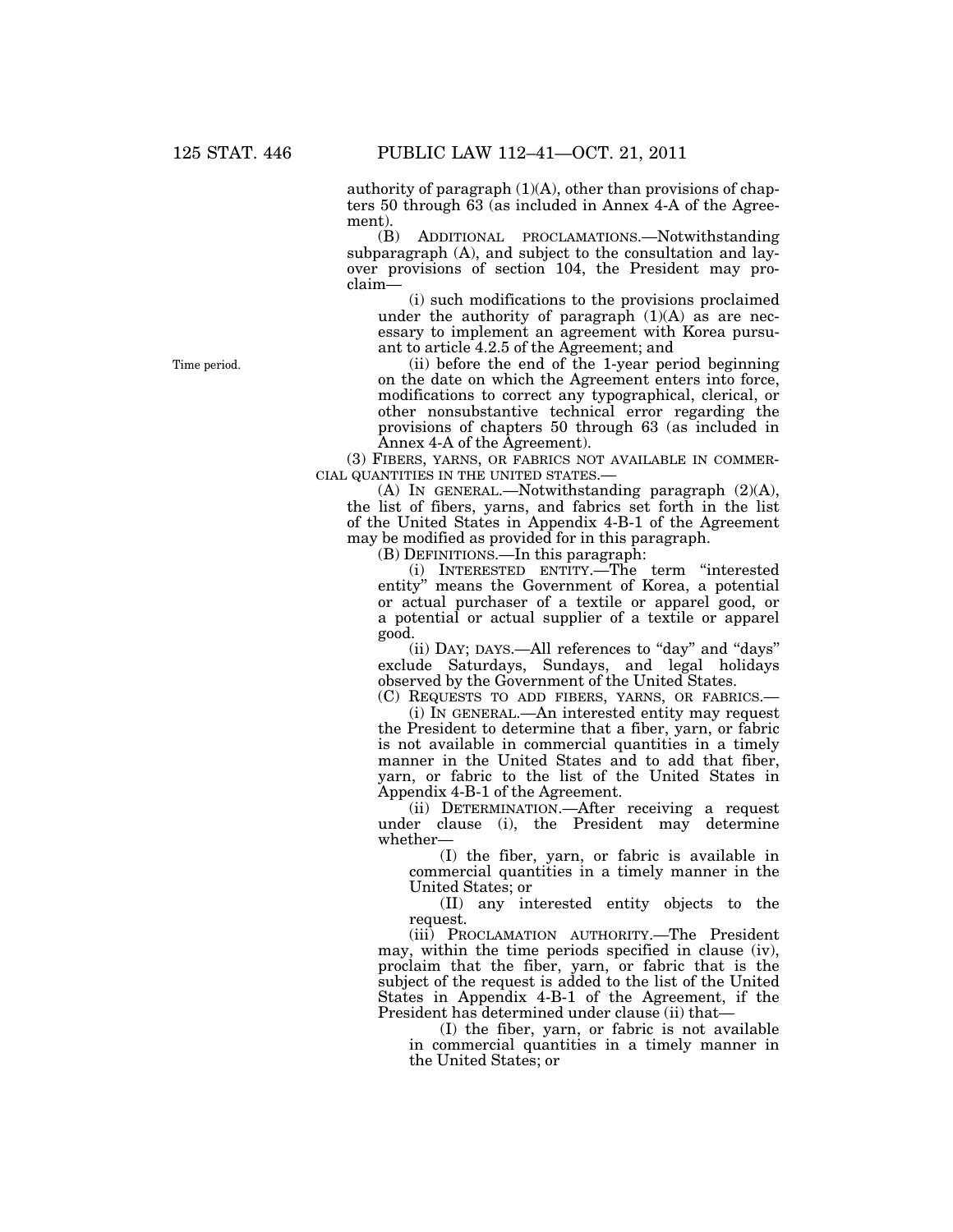authority of paragraph (1)(A), other than provisions of chapters 50 through 63 (as included in Annex 4-A of the Agreement).

(B) ADDITIONAL PROCLAMATIONS.—Notwithstanding subparagraph (A), and subject to the consultation and layover provisions of section 104, the President may proclaim—

(i) such modifications to the provisions proclaimed under the authority of paragraph (1)(A) as are necessary to implement an agreement with Korea pursuant to article 4.2.5 of the Agreement; and

Time period.

(ii) before the end of the 1-year period beginning on the date on which the Agreement enters into force, modifications to correct any typographical, clerical, or other nonsubstantive technical error regarding the provisions of chapters 50 through 63 (as included in Annex 4-A of the Agreement).

(3) FIBERS, YARNS, OR FABRICS NOT AVAILABLE IN COMMERCIAL QUANTITIES IN THE UNITED STATES.—

(A) IN GENERAL.—Notwithstanding paragraph (2)(A), the list of fibers, yarns, and fabrics set forth in the list of the United States in Appendix 4-B-1 of the Agreement may be modified as provided for in this paragraph.

(B) DEFINITIONS.—In this paragraph:

(i) INTERESTED ENTITY.—The term "interested entity" means the Government of Korea, a potential or actual purchaser of a textile or apparel good, or a potential or actual supplier of a textile or apparel good.

(ii) DAY; DAYS.—All references to "day" and "days" exclude Saturdays, Sundays, and legal holidays observed by the Government of the United States.

(C) REQUESTS TO ADD FIBERS, YARNS, OR FABRICS.—

(i) IN GENERAL.—An interested entity may request the President to determine that a fiber, yarn, or fabric is not available in commercial quantities in a timely manner in the United States and to add that fiber, yarn, or fabric to the list of the United States in Appendix 4-B-1 of the Agreement.

(ii) DETERMINATION.—After receiving a request under clause (i), the President may determine whether—

(I) the fiber, yarn, or fabric is available in commercial quantities in a timely manner in the United States; or

(II) any interested entity objects to the request.

(iii) PROCLAMATION AUTHORITY.—The President may, within the time periods specified in clause (iv), proclaim that the fiber, yarn, or fabric that is the subject of the request is added to the list of the United States in Appendix 4-B-1 of the Agreement, if the President has determined under clause (ii) that—

(I) the fiber, yarn, or fabric is not available in commercial quantities in a timely manner in the United States; or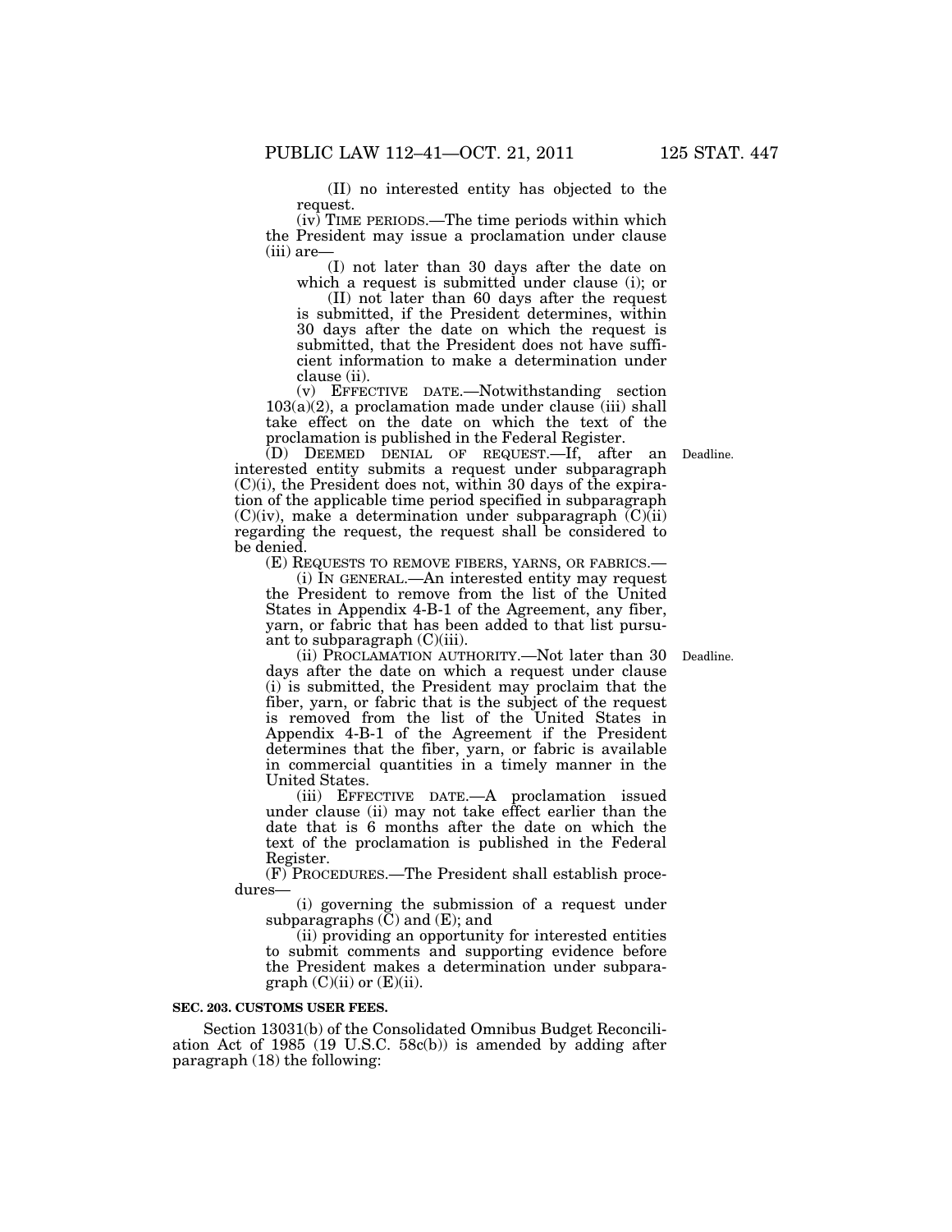(II) no interested entity has objected to the request.

(iv) TIME PERIODS.—The time periods within which the President may issue a proclamation under clause (iii) are—

(I) not later than 30 days after the date on which a request is submitted under clause (i); or

(II) not later than 60 days after the request is submitted, if the President determines, within 30 days after the date on which the request is submitted, that the President does not have sufficient information to make a determination under clause (ii).

(v) EFFECTIVE DATE.—Notwithstanding section 103(a)(2), a proclamation made under clause (iii) shall take effect on the date on which the text of the proclamation is published in the Federal Register.

(D) DEEMED DENIAL OF REQUEST.—If, after an interested entity submits a request under subparagraph (C)(i), the President does not, within 30 days of the expiration of the applicable time period specified in subparagraph (C)(iv), make a determination under subparagraph (C)(ii) regarding the request, the request shall be considered to be denied.

Deadline.

(E) REQUESTS TO REMOVE FIBERS, YARNS, OR FABRICS.—

(i) IN GENERAL.—An interested entity may request the President to remove from the list of the United States in Appendix 4-B-1 of the Agreement, any fiber, yarn, or fabric that has been added to that list pursuant to subparagraph (C)(iii).

(ii) PROCLAMATION AUTHORITY.—Not later than 30 days after the date on which a request under clause (i) is submitted, the President may proclaim that the fiber, yarn, or fabric that is the subject of the request is removed from the list of the United States in Appendix 4-B-1 of the Agreement if the President determines that the fiber, yarn, or fabric is available in commercial quantities in a timely manner in the United States.

Deadline.

(iii) EFFECTIVE DATE.—A proclamation issued under clause (ii) may not take effect earlier than the date that is 6 months after the date on which the text of the proclamation is published in the Federal Register.

(F) PROCEDURES.—The President shall establish procedures—

(i) governing the submission of a request under subparagraphs (C) and (E); and

(ii) providing an opportunity for interested entities to submit comments and supporting evidence before the President makes a determination under subparagraph (C)(ii) or (E)(ii).

**SEC. 203. CUSTOMS USER FEES.**

Section 13031(b) of the Consolidated Omnibus Budget Reconciliation Act of 1985 (19 U.S.C. 58c(b)) is amended by adding after paragraph (18) the following: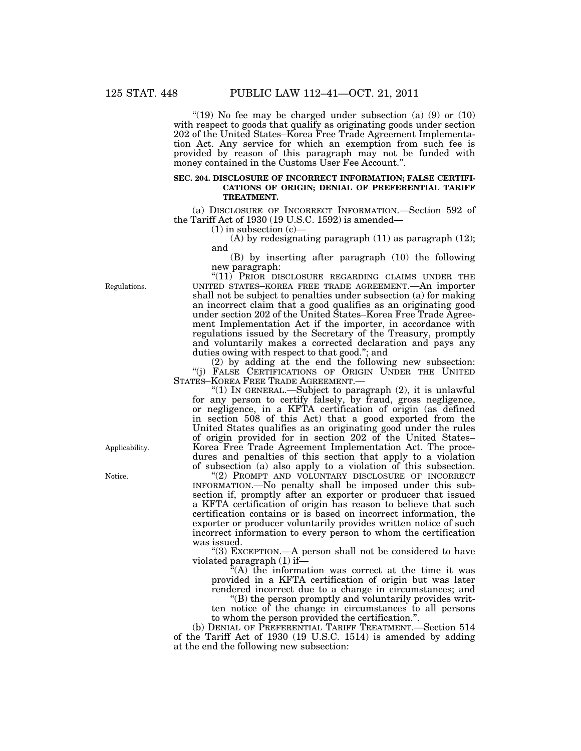"(19) No fee may be charged under subsection (a) (9) or (10) with respect to goods that qualify as originating goods under section 202 of the United States–Korea Free Trade Agreement Implementation Act. Any service for which an exemption from such fee is provided by reason of this paragraph may not be funded with money contained in the Customs User Fee Account.".

**SEC. 204. DISCLOSURE OF INCORRECT INFORMATION; FALSE CERTIFICATIONS OF ORIGIN; DENIAL OF PREFERENTIAL TARIFF TREATMENT.**

(a) DISCLOSURE OF INCORRECT INFORMATION.—Section 592 of the Tariff Act of 1930 (19 U.S.C. 1592) is amended—

(1) in subsection (c)—

(A) by redesignating paragraph (11) as paragraph (12); and

(B) by inserting after paragraph (10) the following new paragraph:

Regulations.

"(11) PRIOR DISCLOSURE REGARDING CLAIMS UNDER THE UNITED STATES–KOREA FREE TRADE AGREEMENT.—An importer shall not be subject to penalties under subsection (a) for making an incorrect claim that a good qualifies as an originating good under section 202 of the United States–Korea Free Trade Agreement Implementation Act if the importer, in accordance with regulations issued by the Secretary of the Treasury, promptly and voluntarily makes a corrected declaration and pays any duties owing with respect to that good."; and

(2) by adding at the end the following new subsection:

"(j) FALSE CERTIFICATIONS OF ORIGIN UNDER THE UNITED STATES–KOREA FREE TRADE AGREEMENT.—

"(1) IN GENERAL.—Subject to paragraph (2), it is unlawful for any person to certify falsely, by fraud, gross negligence, or negligence, in a KFTA certification of origin (as defined in section 508 of this Act) that a good exported from the United States qualifies as an originating good under the rules of origin provided for in section 202 of the United States–Korea Free Trade Agreement Implementation Act. The procedures and penalties of this section that apply to a violation of subsection (a) also apply to a violation of this subsection.

Applicability.

Notice.

"(2) PROMPT AND VOLUNTARY DISCLOSURE OF INCORRECT INFORMATION.—No penalty shall be imposed under this subsection if, promptly after an exporter or producer that issued a KFTA certification of origin has reason to believe that such certification contains or is based on incorrect information, the exporter or producer voluntarily provides written notice of such incorrect information to every person to whom the certification was issued.

"(3) EXCEPTION.—A person shall not be considered to have violated paragraph (1) if—

"(A) the information was correct at the time it was provided in a KFTA certification of origin but was later rendered incorrect due to a change in circumstances; and

"(B) the person promptly and voluntarily provides written notice of the change in circumstances to all persons to whom the person provided the certification.".

(b) DENIAL OF PREFERENTIAL TARIFF TREATMENT.—Section 514 of the Tariff Act of 1930 (19 U.S.C. 1514) is amended by adding at the end the following new subsection: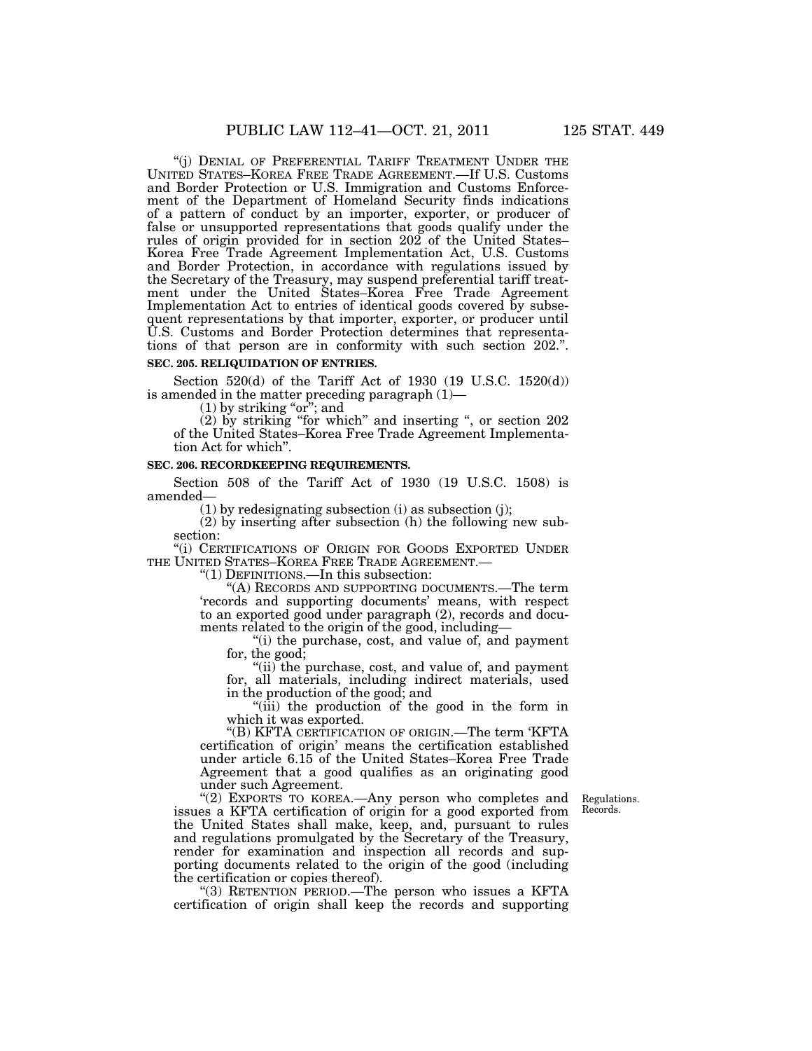"(j) DENIAL OF PREFERENTIAL TARIFF TREATMENT UNDER THE UNITED STATES–KOREA FREE TRADE AGREEMENT.—If U.S. Customs and Border Protection or U.S. Immigration and Customs Enforcement of the Department of Homeland Security finds indications of a pattern of conduct by an importer, exporter, or producer of false or unsupported representations that goods qualify under the rules of origin provided for in section 202 of the United States–Korea Free Trade Agreement Implementation Act, U.S. Customs and Border Protection, in accordance with regulations issued by the Secretary of the Treasury, may suspend preferential tariff treatment under the United States–Korea Free Trade Agreement Implementation Act to entries of identical goods covered by subsequent representations by that importer, exporter, or producer until U.S. Customs and Border Protection determines that representations of that person are in conformity with such section 202.".

**SEC. 205. RELIQUIDATION OF ENTRIES.**

Section 520(d) of the Tariff Act of 1930 (19 U.S.C. 1520(d)) is amended in the matter preceding paragraph (1)—

(1) by striking "or"; and

(2) by striking "for which" and inserting ", or section 202 of the United States–Korea Free Trade Agreement Implementation Act for which".

**SEC. 206. RECORDKEEPING REQUIREMENTS.**

Section 508 of the Tariff Act of 1930 (19 U.S.C. 1508) is amended—

(1) by redesignating subsection (i) as subsection (j);

(2) by inserting after subsection (h) the following new subsection:

"(i) CERTIFICATIONS OF ORIGIN FOR GOODS EXPORTED UNDER THE UNITED STATES–KOREA FREE TRADE AGREEMENT.—

"(1) DEFINITIONS.—In this subsection:

"(A) RECORDS AND SUPPORTING DOCUMENTS.—The term 'records and supporting documents' means, with respect to an exported good under paragraph (2), records and documents related to the origin of the good, including—

"(i) the purchase, cost, and value of, and payment for, the good;

"(ii) the purchase, cost, and value of, and payment for, all materials, including indirect materials, used in the production of the good; and

"(iii) the production of the good in the form in which it was exported.

"(B) KFTA CERTIFICATION OF ORIGIN.—The term 'KFTA certification of origin' means the certification established under article 6.15 of the United States–Korea Free Trade Agreement that a good qualifies as an originating good under such Agreement.

Regulations. Records.

"(2) EXPORTS TO KOREA.—Any person who completes and issues a KFTA certification of origin for a good exported from the United States shall make, keep, and, pursuant to rules and regulations promulgated by the Secretary of the Treasury, render for examination and inspection all records and supporting documents related to the origin of the good (including the certification or copies thereof).

"(3) RETENTION PERIOD.—The person who issues a KFTA certification of origin shall keep the records and supporting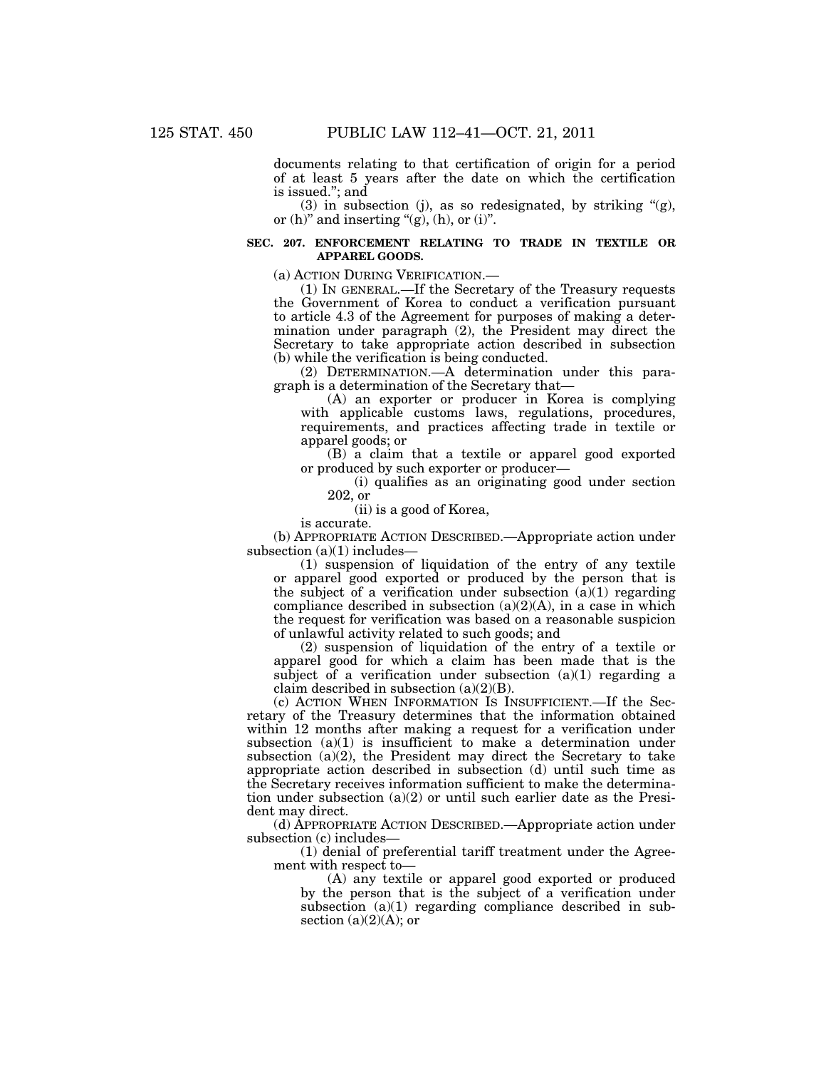documents relating to that certification of origin for a period of at least 5 years after the date on which the certification is issued.''; and

(3) in subsection (j), as so redesignated, by striking ''(g), or (h)'' and inserting ''(g), (h), or (i)''.

**SEC. 207. ENFORCEMENT RELATING TO TRADE IN TEXTILE OR APPAREL GOODS.**

(a) ACTION DURING VERIFICATION.—

(1) IN GENERAL.—If the Secretary of the Treasury requests the Government of Korea to conduct a verification pursuant to article 4.3 of the Agreement for purposes of making a determination under paragraph (2), the President may direct the Secretary to take appropriate action described in subsection (b) while the verification is being conducted.

(2) DETERMINATION.—A determination under this paragraph is a determination of the Secretary that—

(A) an exporter or producer in Korea is complying with applicable customs laws, regulations, procedures, requirements, and practices affecting trade in textile or apparel goods; or

(B) a claim that a textile or apparel good exported or produced by such exporter or producer—

(i) qualifies as an originating good under section 202, or

(ii) is a good of Korea,

is accurate.

(b) APPROPRIATE ACTION DESCRIBED.—Appropriate action under subsection (a)(1) includes—

(1) suspension of liquidation of the entry of any textile or apparel good exported or produced by the person that is the subject of a verification under subsection (a)(1) regarding compliance described in subsection (a)(2)(A), in a case in which the request for verification was based on a reasonable suspicion of unlawful activity related to such goods; and

(2) suspension of liquidation of the entry of a textile or apparel good for which a claim has been made that is the subject of a verification under subsection (a)(1) regarding a claim described in subsection (a)(2)(B).

(c) ACTION WHEN INFORMATION IS INSUFFICIENT.—If the Secretary of the Treasury determines that the information obtained within 12 months after making a request for a verification under subsection (a)(1) is insufficient to make a determination under subsection (a)(2), the President may direct the Secretary to take appropriate action described in subsection (d) until such time as the Secretary receives information sufficient to make the determination under subsection (a)(2) or until such earlier date as the President may direct.

(d) APPROPRIATE ACTION DESCRIBED.—Appropriate action under subsection (c) includes—

(1) denial of preferential tariff treatment under the Agreement with respect to—

(A) any textile or apparel good exported or produced by the person that is the subject of a verification under subsection (a)(1) regarding compliance described in subsection (a)(2)(A); or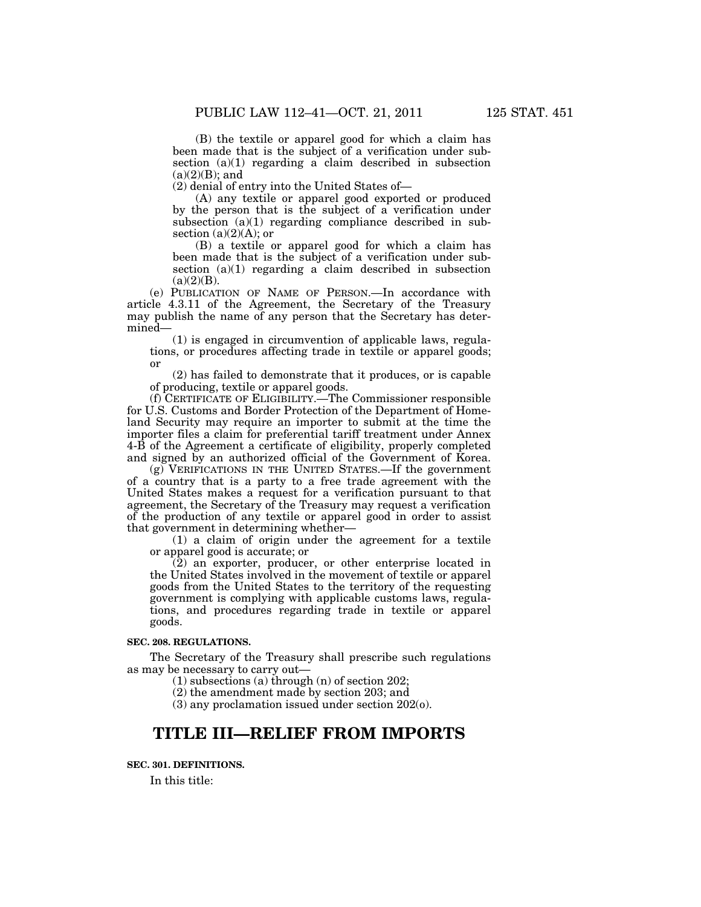(B) the textile or apparel good for which a claim has been made that is the subject of a verification under subsection (a)(1) regarding a claim described in subsection (a)(2)(B); and

(2) denial of entry into the United States of—

(A) any textile or apparel good exported or produced by the person that is the subject of a verification under subsection (a)(1) regarding compliance described in subsection (a)(2)(A); or

(B) a textile or apparel good for which a claim has been made that is the subject of a verification under subsection (a)(1) regarding a claim described in subsection (a)(2)(B).

(e) PUBLICATION OF NAME OF PERSON.—In accordance with article 4.3.11 of the Agreement, the Secretary of the Treasury may publish the name of any person that the Secretary has determined—

(1) is engaged in circumvention of applicable laws, regulations, or procedures affecting trade in textile or apparel goods; or

(2) has failed to demonstrate that it produces, or is capable of producing, textile or apparel goods.

(f) CERTIFICATE OF ELIGIBILITY.—The Commissioner responsible for U.S. Customs and Border Protection of the Department of Homeland Security may require an importer to submit at the time the importer files a claim for preferential tariff treatment under Annex 4-B of the Agreement a certificate of eligibility, properly completed and signed by an authorized official of the Government of Korea.

(g) VERIFICATIONS IN THE UNITED STATES.—If the government of a country that is a party to a free trade agreement with the United States makes a request for a verification pursuant to that agreement, the Secretary of the Treasury may request a verification of the production of any textile or apparel good in order to assist that government in determining whether—

(1) a claim of origin under the agreement for a textile or apparel good is accurate; or

(2) an exporter, producer, or other enterprise located in the United States involved in the movement of textile or apparel goods from the United States to the territory of the requesting government is complying with applicable customs laws, regulations, and procedures regarding trade in textile or apparel goods.

**SEC. 208. REGULATIONS.**

The Secretary of the Treasury shall prescribe such regulations as may be necessary to carry out—

(1) subsections (a) through (n) of section 202;

(2) the amendment made by section 203; and

(3) any proclamation issued under section 202(o).

# TITLE III—RELIEF FROM IMPORTS

**SEC. 301. DEFINITIONS.**

In this title: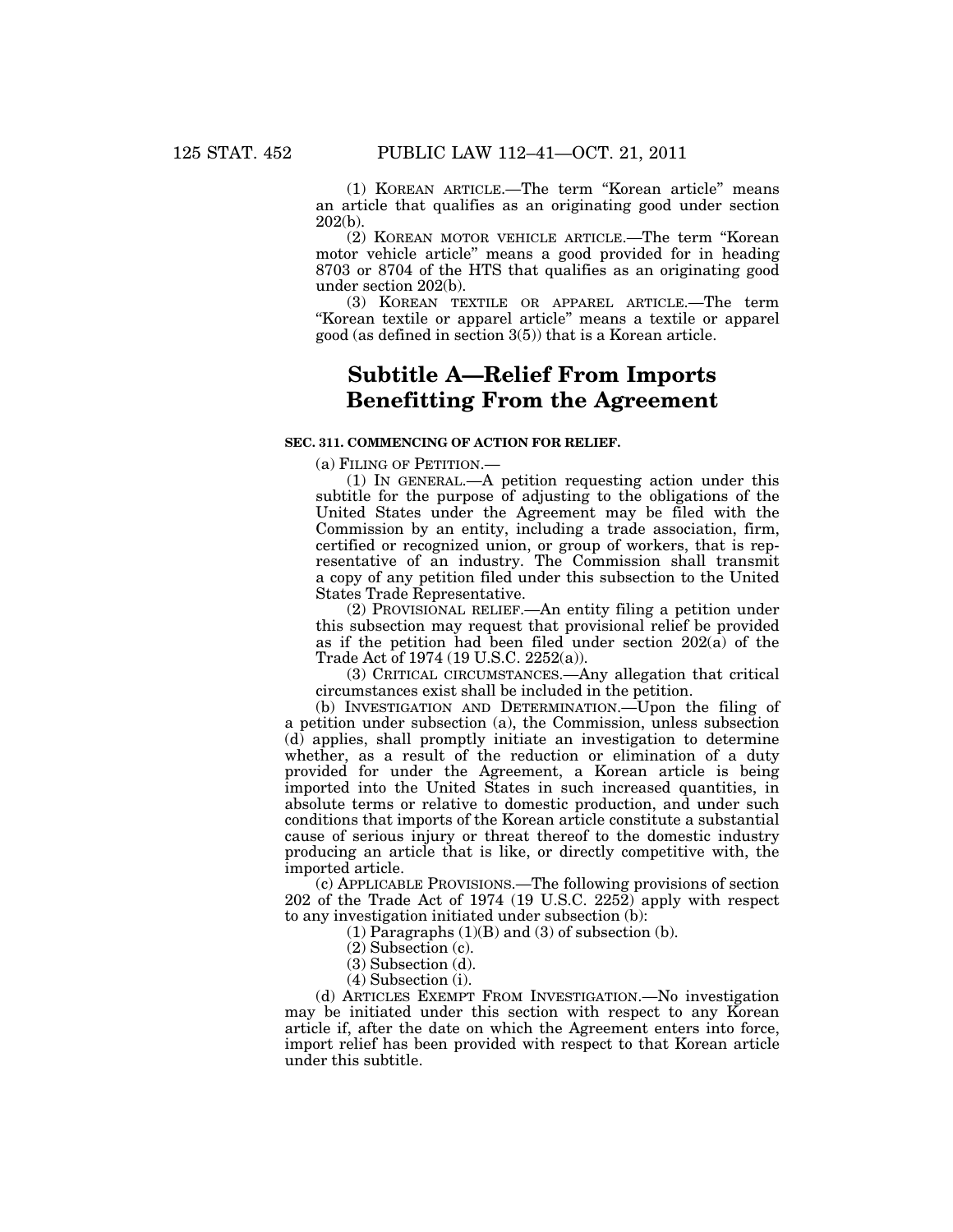(1) KOREAN ARTICLE.—The term "Korean article" means an article that qualifies as an originating good under section 202(b).

(2) KOREAN MOTOR VEHICLE ARTICLE.—The term "Korean motor vehicle article" means a good provided for in heading 8703 or 8704 of the HTS that qualifies as an originating good under section 202(b).

(3) KOREAN TEXTILE OR APPAREL ARTICLE.—The term "Korean textile or apparel article" means a textile or apparel good (as defined in section 3(5)) that is a Korean article.

# Subtitle A—Relief From Imports Benefitting From the Agreement

**SEC. 311. COMMENCING OF ACTION FOR RELIEF.**

(a) FILING OF PETITION.—

(1) IN GENERAL.—A petition requesting action under this subtitle for the purpose of adjusting to the obligations of the United States under the Agreement may be filed with the Commission by an entity, including a trade association, firm, certified or recognized union, or group of workers, that is representative of an industry. The Commission shall transmit a copy of any petition filed under this subsection to the United States Trade Representative.

(2) PROVISIONAL RELIEF.—An entity filing a petition under this subsection may request that provisional relief be provided as if the petition had been filed under section 202(a) of the Trade Act of 1974 (19 U.S.C. 2252(a)).

(3) CRITICAL CIRCUMSTANCES.—Any allegation that critical circumstances exist shall be included in the petition.

(b) INVESTIGATION AND DETERMINATION.—Upon the filing of a petition under subsection (a), the Commission, unless subsection (d) applies, shall promptly initiate an investigation to determine whether, as a result of the reduction or elimination of a duty provided for under the Agreement, a Korean article is being imported into the United States in such increased quantities, in absolute terms or relative to domestic production, and under such conditions that imports of the Korean article constitute a substantial cause of serious injury or threat thereof to the domestic industry producing an article that is like, or directly competitive with, the imported article.

(c) APPLICABLE PROVISIONS.—The following provisions of section 202 of the Trade Act of 1974 (19 U.S.C. 2252) apply with respect to any investigation initiated under subsection (b):

(1) Paragraphs (1)(B) and (3) of subsection (b).

(2) Subsection (c).

(3) Subsection (d).

(4) Subsection (i).

(d) ARTICLES EXEMPT FROM INVESTIGATION.—No investigation may be initiated under this section with respect to any Korean article if, after the date on which the Agreement enters into force, import relief has been provided with respect to that Korean article under this subtitle.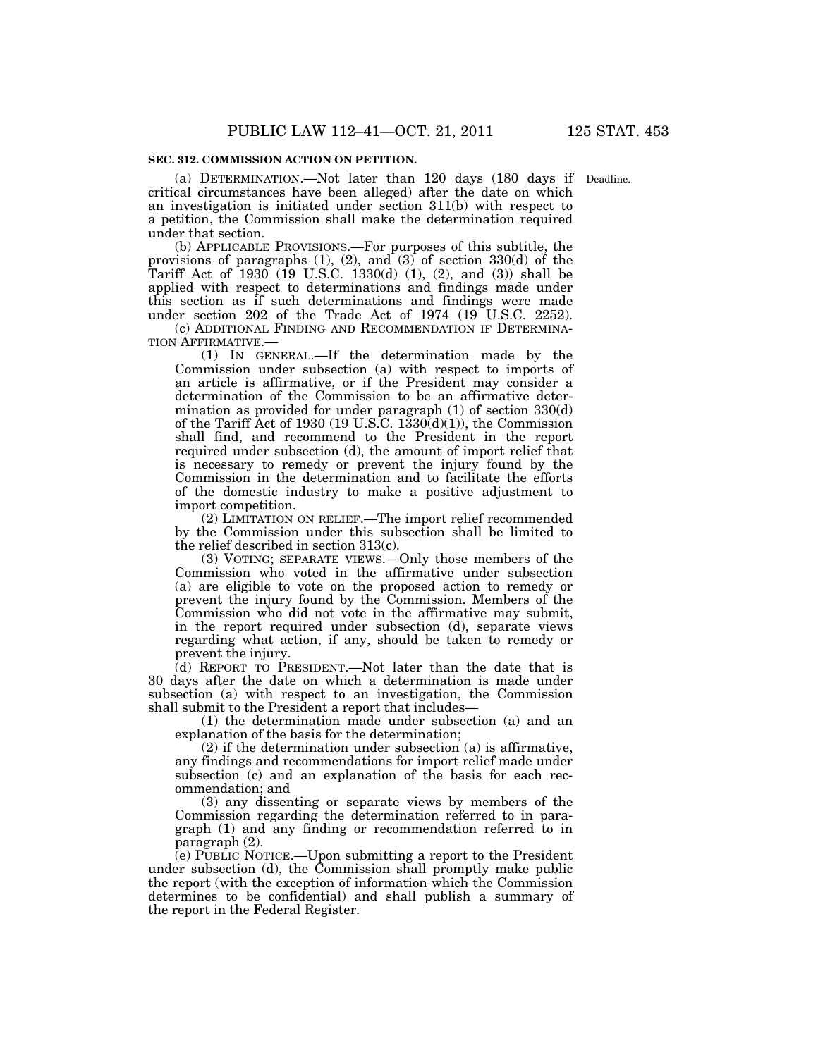**SEC. 312. COMMISSION ACTION ON PETITION.**

(a) DETERMINATION.—Not later than 120 days (180 days if critical circumstances have been alleged) after the date on which an investigation is initiated under section 311(b) with respect to a petition, the Commission shall make the determination required under that section.

Deadline.

(b) APPLICABLE PROVISIONS.—For purposes of this subtitle, the provisions of paragraphs (1), (2), and (3) of section 330(d) of the Tariff Act of 1930 (19 U.S.C. 1330(d) (1), (2), and (3)) shall be applied with respect to determinations and findings made under this section as if such determinations and findings were made under section 202 of the Trade Act of 1974 (19 U.S.C. 2252).

(c) ADDITIONAL FINDING AND RECOMMENDATION IF DETERMINATION AFFIRMATIVE.—

(1) IN GENERAL.—If the determination made by the Commission under subsection (a) with respect to imports of an article is affirmative, or if the President may consider a determination of the Commission to be an affirmative determination as provided for under paragraph (1) of section 330(d) of the Tariff Act of 1930 (19 U.S.C. 1330(d)(1)), the Commission shall find, and recommend to the President in the report required under subsection (d), the amount of import relief that is necessary to remedy or prevent the injury found by the Commission in the determination and to facilitate the efforts of the domestic industry to make a positive adjustment to import competition.

(2) LIMITATION ON RELIEF.—The import relief recommended by the Commission under this subsection shall be limited to the relief described in section 313(c).

(3) VOTING; SEPARATE VIEWS.—Only those members of the Commission who voted in the affirmative under subsection (a) are eligible to vote on the proposed action to remedy or prevent the injury found by the Commission. Members of the Commission who did not vote in the affirmative may submit, in the report required under subsection (d), separate views regarding what action, if any, should be taken to remedy or prevent the injury.

(d) REPORT TO PRESIDENT.—Not later than the date that is 30 days after the date on which a determination is made under subsection (a) with respect to an investigation, the Commission shall submit to the President a report that includes—

(1) the determination made under subsection (a) and an explanation of the basis for the determination;

(2) if the determination under subsection (a) is affirmative, any findings and recommendations for import relief made under subsection (c) and an explanation of the basis for each recommendation; and

(3) any dissenting or separate views by members of the Commission regarding the determination referred to in paragraph (1) and any finding or recommendation referred to in paragraph (2).

(e) PUBLIC NOTICE.—Upon submitting a report to the President under subsection (d), the Commission shall promptly make public the report (with the exception of information which the Commission determines to be confidential) and shall publish a summary of the report in the Federal Register.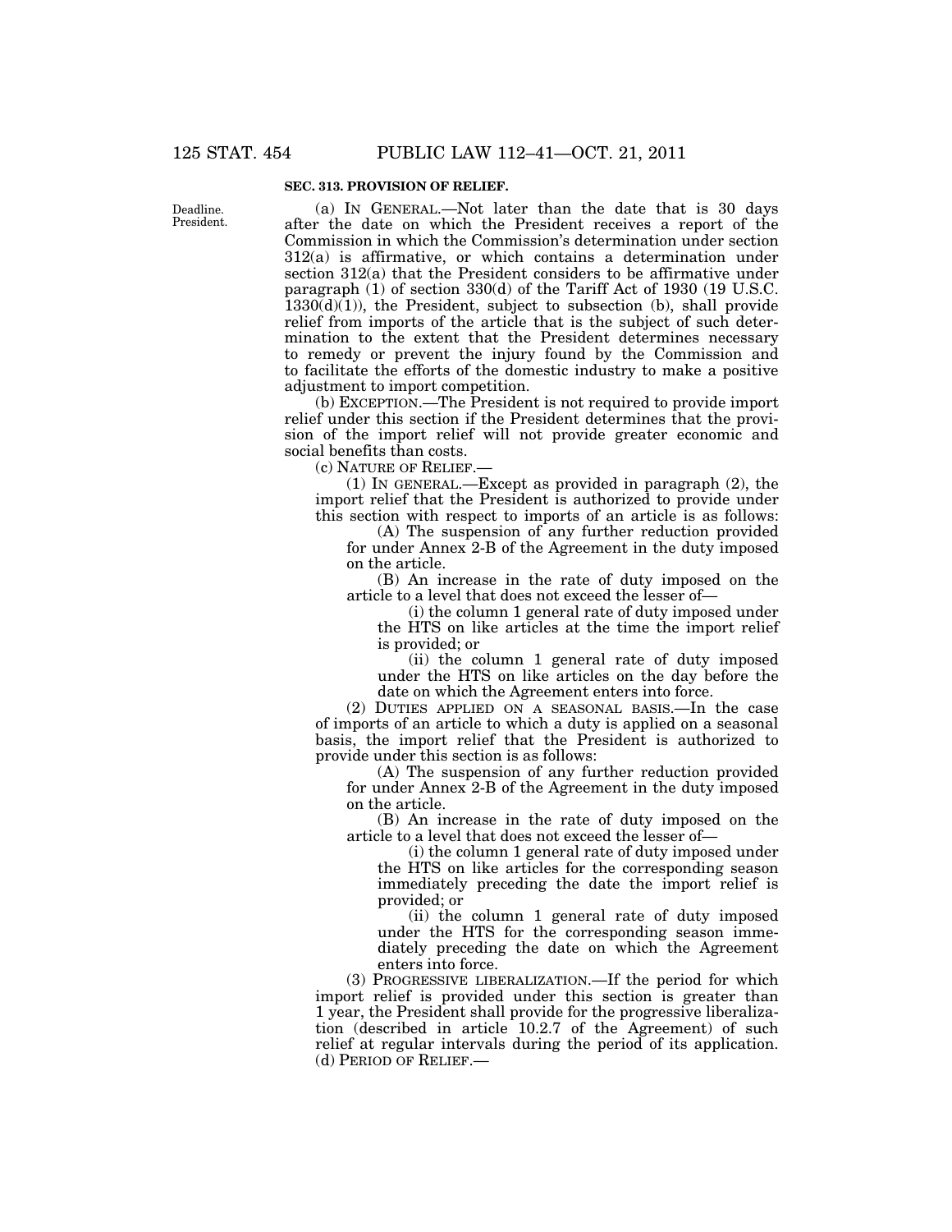**SEC. 313. PROVISION OF RELIEF.**

Deadline. President.

(a) IN GENERAL.—Not later than the date that is 30 days after the date on which the President receives a report of the Commission in which the Commission's determination under section 312(a) is affirmative, or which contains a determination under section 312(a) that the President considers to be affirmative under paragraph (1) of section 330(d) of the Tariff Act of 1930 (19 U.S.C. 1330(d)(1)), the President, subject to subsection (b), shall provide relief from imports of the article that is the subject of such determination to the extent that the President determines necessary to remedy or prevent the injury found by the Commission and to facilitate the efforts of the domestic industry to make a positive adjustment to import competition.

(b) EXCEPTION.—The President is not required to provide import relief under this section if the President determines that the provision of the import relief will not provide greater economic and social benefits than costs.

(c) NATURE OF RELIEF.—

(1) IN GENERAL.—Except as provided in paragraph (2), the import relief that the President is authorized to provide under this section with respect to imports of an article is as follows:

(A) The suspension of any further reduction provided for under Annex 2-B of the Agreement in the duty imposed on the article.

(B) An increase in the rate of duty imposed on the article to a level that does not exceed the lesser of—

(i) the column 1 general rate of duty imposed under the HTS on like articles at the time the import relief is provided; or

(ii) the column 1 general rate of duty imposed under the HTS on like articles on the day before the date on which the Agreement enters into force.

(2) DUTIES APPLIED ON A SEASONAL BASIS.—In the case of imports of an article to which a duty is applied on a seasonal basis, the import relief that the President is authorized to provide under this section is as follows:

(A) The suspension of any further reduction provided for under Annex 2-B of the Agreement in the duty imposed on the article.

(B) An increase in the rate of duty imposed on the article to a level that does not exceed the lesser of—

(i) the column 1 general rate of duty imposed under the HTS on like articles for the corresponding season immediately preceding the date the import relief is provided; or

(ii) the column 1 general rate of duty imposed under the HTS for the corresponding season immediately preceding the date on which the Agreement enters into force.

(3) PROGRESSIVE LIBERALIZATION.—If the period for which import relief is provided under this section is greater than 1 year, the President shall provide for the progressive liberalization (described in article 10.2.7 of the Agreement) of such relief at regular intervals during the period of its application.

(d) PERIOD OF RELIEF.—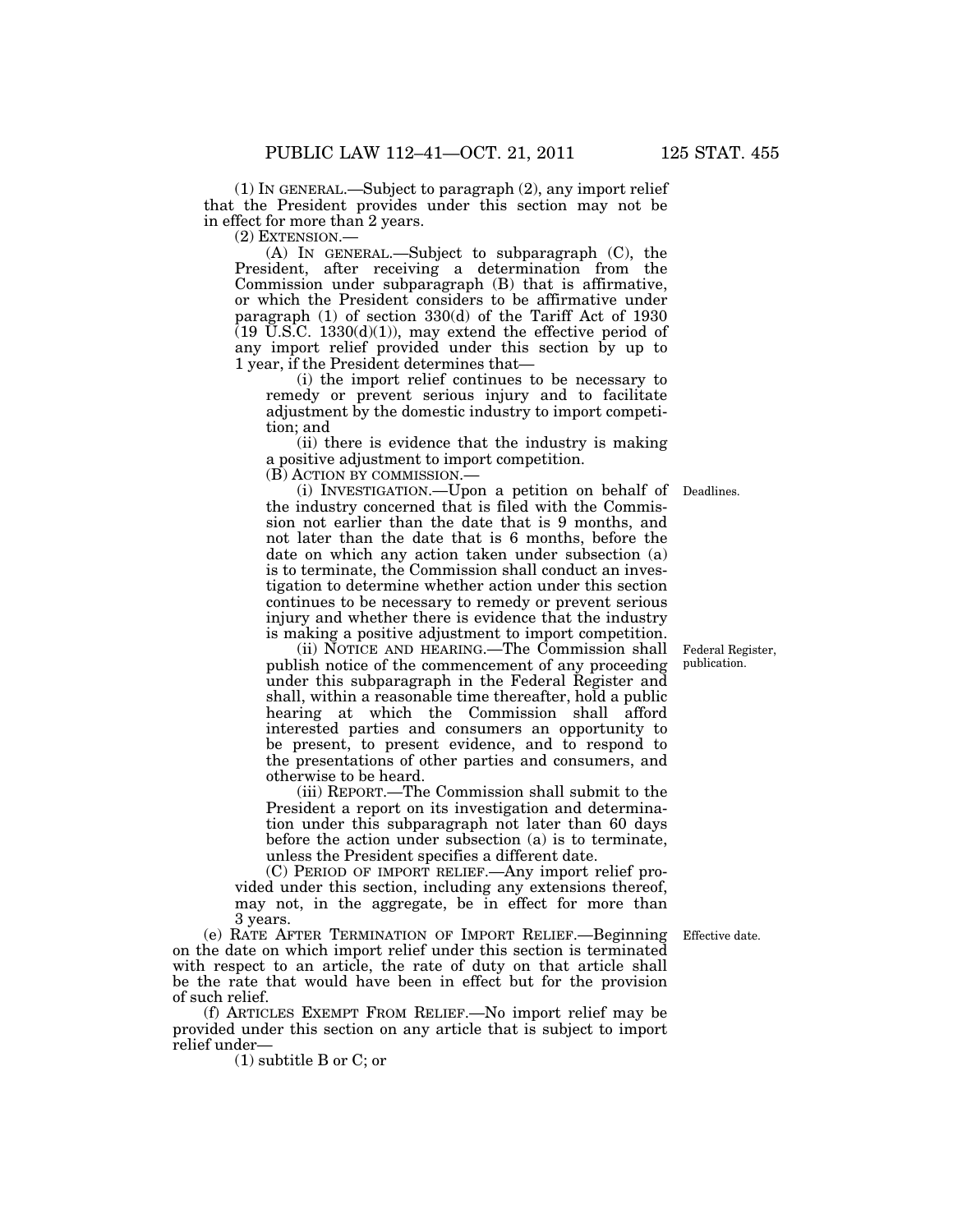(1) IN GENERAL.—Subject to paragraph (2), any import relief that the President provides under this section may not be in effect for more than 2 years.

(2) EXTENSION.—

(A) IN GENERAL.—Subject to subparagraph (C), the President, after receiving a determination from the Commission under subparagraph (B) that is affirmative, or which the President considers to be affirmative under paragraph (1) of section 330(d) of the Tariff Act of 1930 (19 U.S.C. 1330(d)(1)), may extend the effective period of any import relief provided under this section by up to 1 year, if the President determines that—

(i) the import relief continues to be necessary to remedy or prevent serious injury and to facilitate adjustment by the domestic industry to import competition; and

(ii) there is evidence that the industry is making a positive adjustment to import competition.

(B) ACTION BY COMMISSION.—

Deadlines.

(i) INVESTIGATION.—Upon a petition on behalf of the industry concerned that is filed with the Commission not earlier than the date that is 9 months, and not later than the date that is 6 months, before the date on which any action taken under subsection (a) is to terminate, the Commission shall conduct an investigation to determine whether action under this section continues to be necessary to remedy or prevent serious injury and whether there is evidence that the industry is making a positive adjustment to import competition.

Federal Register, publication.

(ii) NOTICE AND HEARING.—The Commission shall publish notice of the commencement of any proceeding under this subparagraph in the Federal Register and shall, within a reasonable time thereafter, hold a public hearing at which the Commission shall afford interested parties and consumers an opportunity to be present, to present evidence, and to respond to the presentations of other parties and consumers, and otherwise to be heard.

(iii) REPORT.—The Commission shall submit to the President a report on its investigation and determination under this subparagraph not later than 60 days before the action under subsection (a) is to terminate, unless the President specifies a different date.

(C) PERIOD OF IMPORT RELIEF.—Any import relief provided under this section, including any extensions thereof, may not, in the aggregate, be in effect for more than 3 years.

Effective date.

(e) RATE AFTER TERMINATION OF IMPORT RELIEF.—Beginning on the date on which import relief under this section is terminated with respect to an article, the rate of duty on that article shall be the rate that would have been in effect but for the provision of such relief.

(f) ARTICLES EXEMPT FROM RELIEF.—No import relief may be provided under this section on any article that is subject to import relief under—

(1) subtitle B or C; or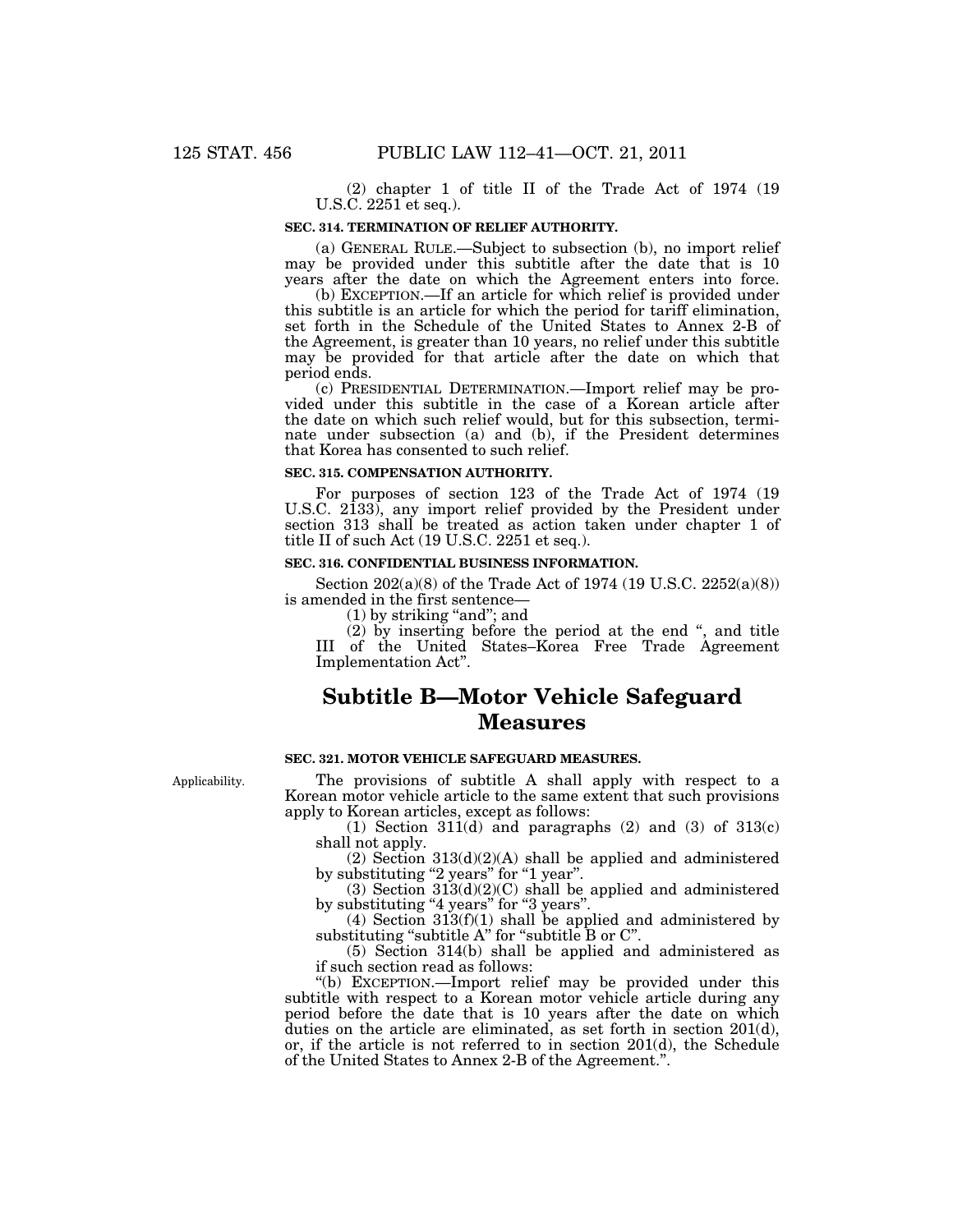(2) chapter 1 of title II of the Trade Act of 1974 (19 U.S.C. 2251 et seq.).

**SEC. 314. TERMINATION OF RELIEF AUTHORITY.**

(a) GENERAL RULE.—Subject to subsection (b), no import relief may be provided under this subtitle after the date that is 10 years after the date on which the Agreement enters into force.

(b) EXCEPTION.—If an article for which relief is provided under this subtitle is an article for which the period for tariff elimination, set forth in the Schedule of the United States to Annex 2-B of the Agreement, is greater than 10 years, no relief under this subtitle may be provided for that article after the date on which that period ends.

(c) PRESIDENTIAL DETERMINATION.—Import relief may be provided under this subtitle in the case of a Korean article after the date on which such relief would, but for this subsection, terminate under subsection (a) and (b), if the President determines that Korea has consented to such relief.

**SEC. 315. COMPENSATION AUTHORITY.**

For purposes of section 123 of the Trade Act of 1974 (19 U.S.C. 2133), any import relief provided by the President under section 313 shall be treated as action taken under chapter 1 of title II of such Act (19 U.S.C. 2251 et seq.).

**SEC. 316. CONFIDENTIAL BUSINESS INFORMATION.**

Section 202(a)(8) of the Trade Act of 1974 (19 U.S.C. 2252(a)(8)) is amended in the first sentence—

(1) by striking "and"; and

(2) by inserting before the period at the end ", and title III of the United States–Korea Free Trade Agreement Implementation Act".

## Subtitle B—Motor Vehicle Safeguard Measures

**SEC. 321. MOTOR VEHICLE SAFEGUARD MEASURES.**

Applicability.

The provisions of subtitle A shall apply with respect to a Korean motor vehicle article to the same extent that such provisions apply to Korean articles, except as follows:

(1) Section 311(d) and paragraphs (2) and (3) of 313(c) shall not apply.

(2) Section 313(d)(2)(A) shall be applied and administered by substituting "2 years" for "1 year".

(3) Section 313(d)(2)(C) shall be applied and administered by substituting "4 years" for "3 years".

(4) Section 313(f)(1) shall be applied and administered by substituting "subtitle A" for "subtitle B or C".

(5) Section 314(b) shall be applied and administered as if such section read as follows:

"(b) EXCEPTION.—Import relief may be provided under this subtitle with respect to a Korean motor vehicle article during any period before the date that is 10 years after the date on which duties on the article are eliminated, as set forth in section 201(d), or, if the article is not referred to in section 201(d), the Schedule of the United States to Annex 2-B of the Agreement.".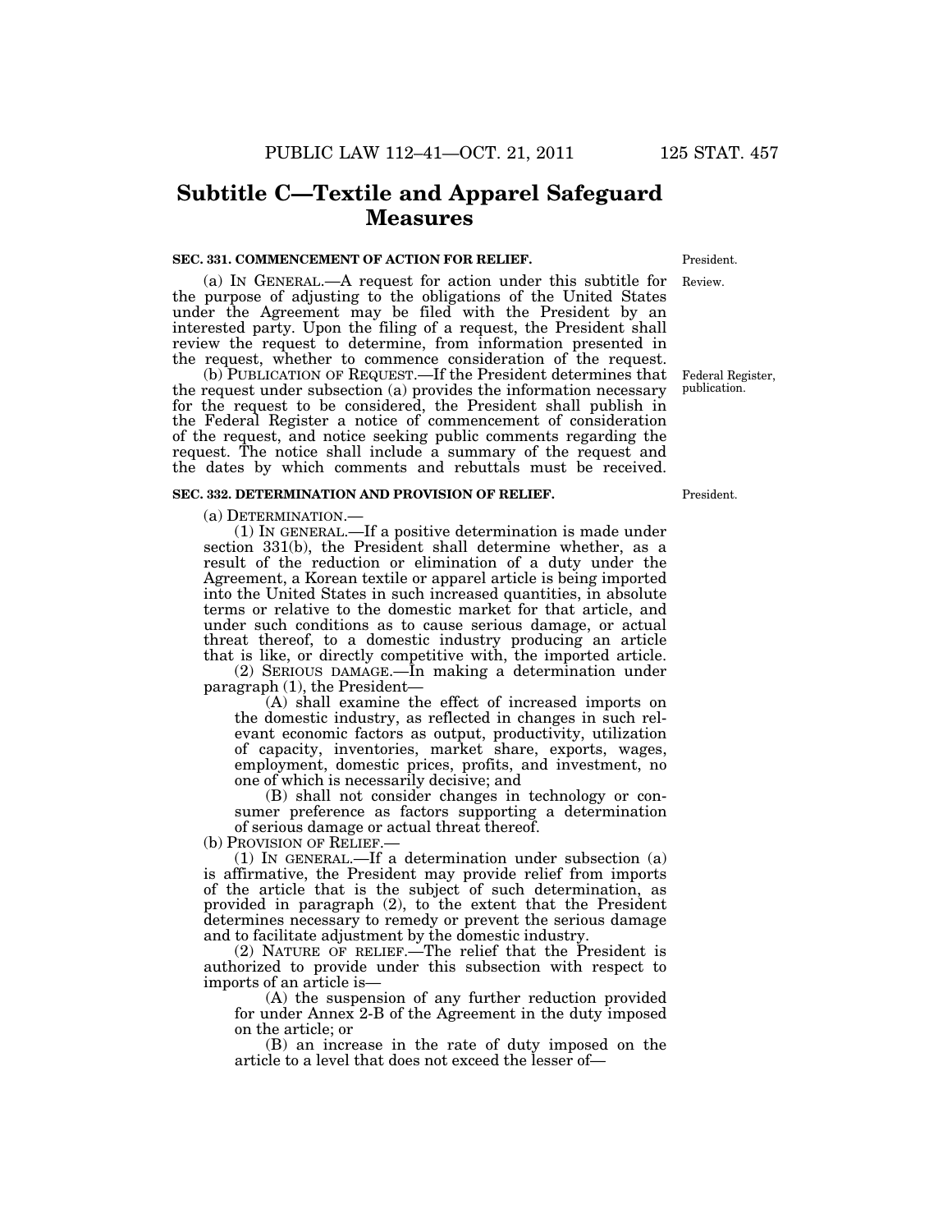## Subtitle C—Textile and Apparel Safeguard Measures

**SEC. 331. COMMENCEMENT OF ACTION FOR RELIEF.**

President.

Review.

(a) IN GENERAL.—A request for action under this subtitle for the purpose of adjusting to the obligations of the United States under the Agreement may be filed with the President by an interested party. Upon the filing of a request, the President shall review the request to determine, from information presented in the request, whether to commence consideration of the request.

Federal Register, publication.

(b) PUBLICATION OF REQUEST.—If the President determines that the request under subsection (a) provides the information necessary for the request to be considered, the President shall publish in the Federal Register a notice of commencement of consideration of the request, and notice seeking public comments regarding the request. The notice shall include a summary of the request and the dates by which comments and rebuttals must be received.

**SEC. 332. DETERMINATION AND PROVISION OF RELIEF.**

President.

(a) DETERMINATION.—

(1) IN GENERAL.—If a positive determination is made under section 331(b), the President shall determine whether, as a result of the reduction or elimination of a duty under the Agreement, a Korean textile or apparel article is being imported into the United States in such increased quantities, in absolute terms or relative to the domestic market for that article, and under such conditions as to cause serious damage, or actual threat thereof, to a domestic industry producing an article that is like, or directly competitive with, the imported article.

(2) SERIOUS DAMAGE.—In making a determination under paragraph (1), the President—

(A) shall examine the effect of increased imports on the domestic industry, as reflected in changes in such relevant economic factors as output, productivity, utilization of capacity, inventories, market share, exports, wages, employment, domestic prices, profits, and investment, no one of which is necessarily decisive; and

(B) shall not consider changes in technology or consumer preference as factors supporting a determination of serious damage or actual threat thereof.

(b) PROVISION OF RELIEF.—

(1) IN GENERAL.—If a determination under subsection (a) is affirmative, the President may provide relief from imports of the article that is the subject of such determination, as provided in paragraph (2), to the extent that the President determines necessary to remedy or prevent the serious damage and to facilitate adjustment by the domestic industry.

(2) NATURE OF RELIEF.—The relief that the President is authorized to provide under this subsection with respect to imports of an article is—

(A) the suspension of any further reduction provided for under Annex 2-B of the Agreement in the duty imposed on the article; or

(B) an increase in the rate of duty imposed on the article to a level that does not exceed the lesser of—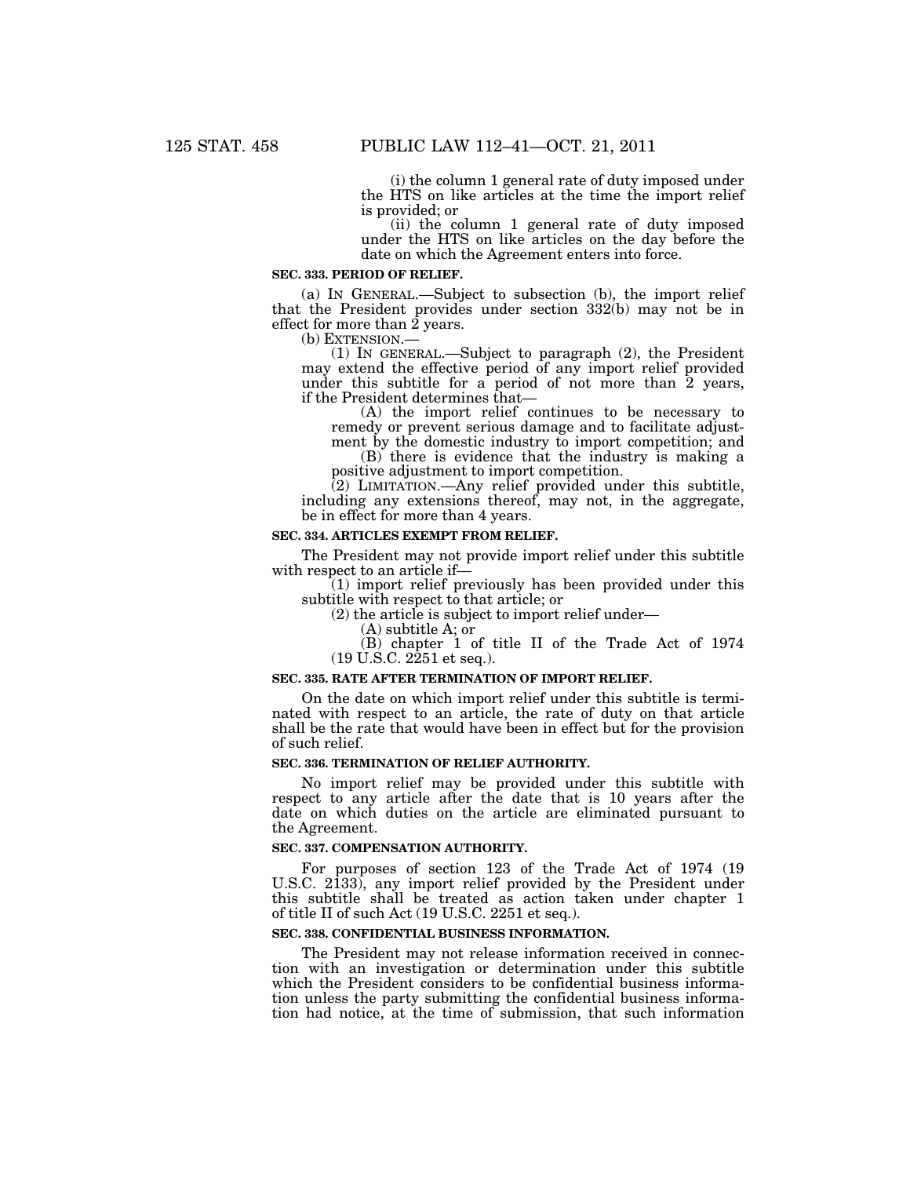(i) the column 1 general rate of duty imposed under the HTS on like articles at the time the import relief is provided; or

(ii) the column 1 general rate of duty imposed under the HTS on like articles on the day before the date on which the Agreement enters into force.

**SEC. 333. PERIOD OF RELIEF.**

(a) IN GENERAL.—Subject to subsection (b), the import relief that the President provides under section 332(b) may not be in effect for more than 2 years.

(b) EXTENSION.—

(1) IN GENERAL.—Subject to paragraph (2), the President may extend the effective period of any import relief provided under this subtitle for a period of not more than 2 years, if the President determines that—

(A) the import relief continues to be necessary to remedy or prevent serious damage and to facilitate adjustment by the domestic industry to import competition; and

(B) there is evidence that the industry is making a positive adjustment to import competition.

(2) LIMITATION.—Any relief provided under this subtitle, including any extensions thereof, may not, in the aggregate, be in effect for more than 4 years.

**SEC. 334. ARTICLES EXEMPT FROM RELIEF.**

The President may not provide import relief under this subtitle with respect to an article if—

(1) import relief previously has been provided under this subtitle with respect to that article; or

(2) the article is subject to import relief under—

(A) subtitle A; or

(B) chapter 1 of title II of the Trade Act of 1974 (19 U.S.C. 2251 et seq.).

**SEC. 335. RATE AFTER TERMINATION OF IMPORT RELIEF.**

On the date on which import relief under this subtitle is terminated with respect to an article, the rate of duty on that article shall be the rate that would have been in effect but for the provision of such relief.

**SEC. 336. TERMINATION OF RELIEF AUTHORITY.**

No import relief may be provided under this subtitle with respect to any article after the date that is 10 years after the date on which duties on the article are eliminated pursuant to the Agreement.

**SEC. 337. COMPENSATION AUTHORITY.**

For purposes of section 123 of the Trade Act of 1974 (19 U.S.C. 2133), any import relief provided by the President under this subtitle shall be treated as action taken under chapter 1 of title II of such Act (19 U.S.C. 2251 et seq.).

**SEC. 338. CONFIDENTIAL BUSINESS INFORMATION.**

The President may not release information received in connection with an investigation or determination under this subtitle which the President considers to be confidential business information unless the party submitting the confidential business information had notice, at the time of submission, that such information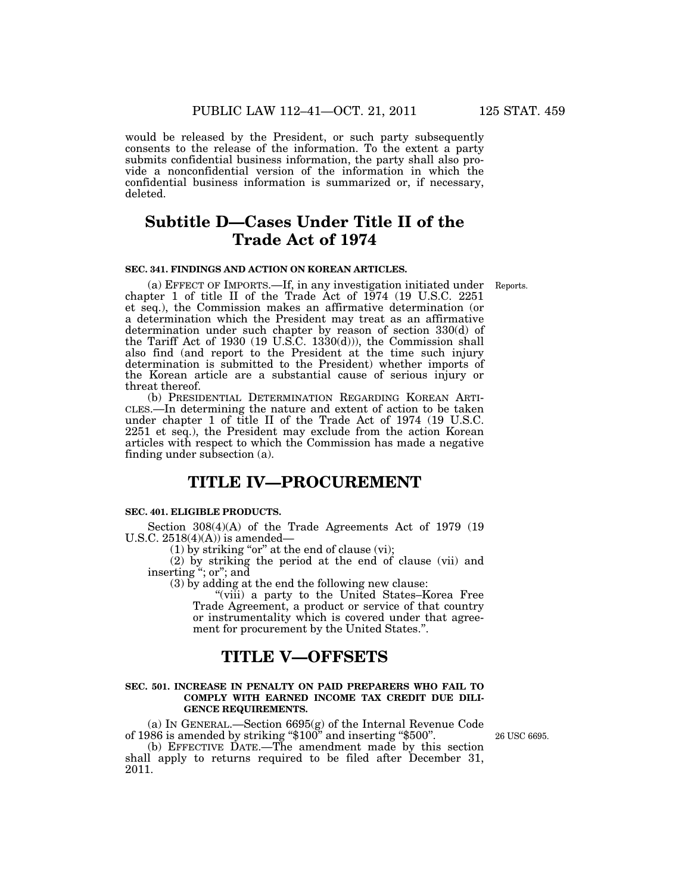would be released by the President, or such party subsequently consents to the release of the information. To the extent a party submits confidential business information, the party shall also provide a nonconfidential version of the information in which the confidential business information is summarized or, if necessary, deleted.

## Subtitle D—Cases Under Title II of the Trade Act of 1974

### SEC. 341. FINDINGS AND ACTION ON KOREAN ARTICLES.

Reports.

(a) EFFECT OF IMPORTS.—If, in any investigation initiated under chapter 1 of title II of the Trade Act of 1974 (19 U.S.C. 2251 et seq.), the Commission makes an affirmative determination (or a determination which the President may treat as an affirmative determination under such chapter by reason of section 330(d) of the Tariff Act of 1930 (19 U.S.C. 1330(d))), the Commission shall also find (and report to the President at the time such injury determination is submitted to the President) whether imports of the Korean article are a substantial cause of serious injury or threat thereof.

(b) PRESIDENTIAL DETERMINATION REGARDING KOREAN ARTICLES.—In determining the nature and extent of action to be taken under chapter 1 of title II of the Trade Act of 1974 (19 U.S.C. 2251 et seq.), the President may exclude from the action Korean articles with respect to which the Commission has made a negative finding under subsection (a).

# TITLE IV—PROCUREMENT

### SEC. 401. ELIGIBLE PRODUCTS.

Section 308(4)(A) of the Trade Agreements Act of 1979 (19 U.S.C. 2518(4)(A)) is amended—

(1) by striking "or" at the end of clause (vi);

(2) by striking the period at the end of clause (vii) and inserting "; or"; and

(3) by adding at the end the following new clause:

"(viii) a party to the United States–Korea Free Trade Agreement, a product or service of that country or instrumentality which is covered under that agreement for procurement by the United States.".

# TITLE V—OFFSETS

### SEC. 501. INCREASE IN PENALTY ON PAID PREPARERS WHO FAIL TO COMPLY WITH EARNED INCOME TAX CREDIT DUE DILIGENCE REQUIREMENTS.

(a) IN GENERAL.—Section 6695(g) of the Internal Revenue Code of 1986 is amended by striking "$100" and inserting "$500".

26 USC 6695.

(b) EFFECTIVE DATE.—The amendment made by this section shall apply to returns required to be filed after December 31, 2011.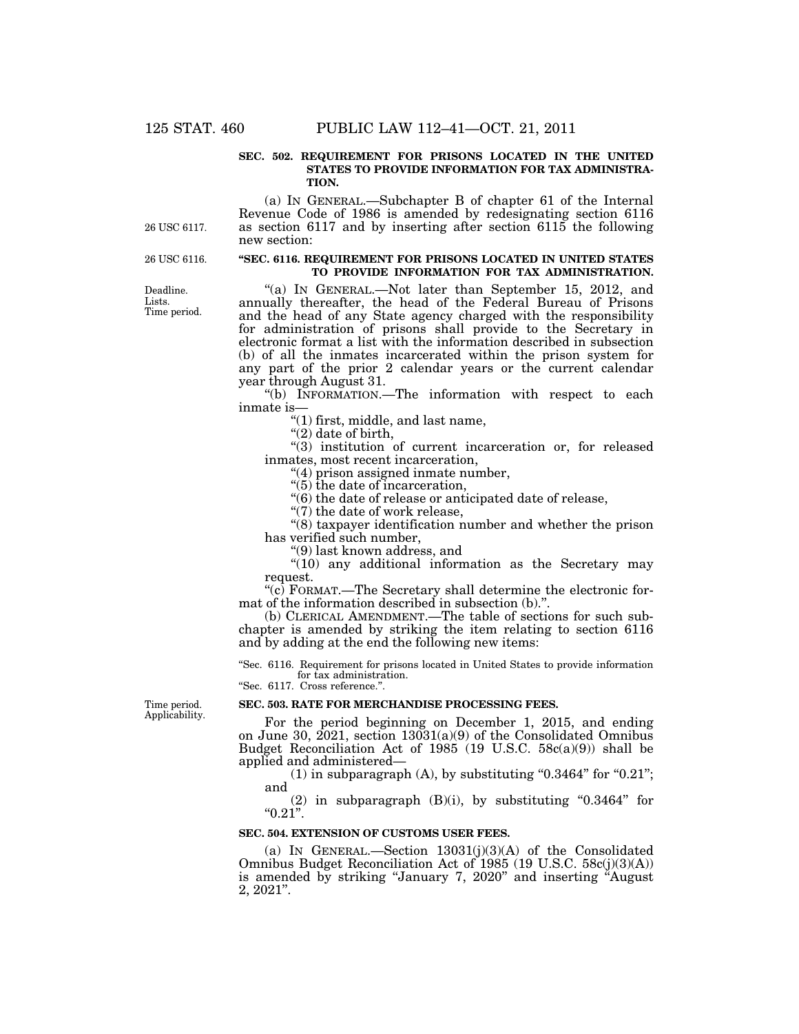**SEC. 502. REQUIREMENT FOR PRISONS LOCATED IN THE UNITED STATES TO PROVIDE INFORMATION FOR TAX ADMINISTRATION.**

(a) IN GENERAL.—Subchapter B of chapter 61 of the Internal Revenue Code of 1986 is amended by redesignating section 6116 as section 6117 and by inserting after section 6115 the following new section:

26 USC 6117.

26 USC 6116.

**"SEC. 6116. REQUIREMENT FOR PRISONS LOCATED IN UNITED STATES TO PROVIDE INFORMATION FOR TAX ADMINISTRATION.**

Deadline. Lists. Time period.

"(a) IN GENERAL.—Not later than September 15, 2012, and annually thereafter, the head of the Federal Bureau of Prisons and the head of any State agency charged with the responsibility for administration of prisons shall provide to the Secretary in electronic format a list with the information described in subsection (b) of all the inmates incarcerated within the prison system for any part of the prior 2 calendar years or the current calendar year through August 31.

"(b) INFORMATION.—The information with respect to each inmate is—

"(1) first, middle, and last name,

"(2) date of birth,

"(3) institution of current incarceration or, for released inmates, most recent incarceration,

"(4) prison assigned inmate number,

"(5) the date of incarceration,

"(6) the date of release or anticipated date of release,

"(7) the date of work release,

"(8) taxpayer identification number and whether the prison has verified such number,

"(9) last known address, and

"(10) any additional information as the Secretary may request.

"(c) FORMAT.—The Secretary shall determine the electronic format of the information described in subsection (b).".

(b) CLERICAL AMENDMENT.—The table of sections for such subchapter is amended by striking the item relating to section 6116 and by adding at the end the following new items:

"Sec. 6116. Requirement for prisons located in United States to provide information for tax administration.
"Sec. 6117. Cross reference.".

Time period. Applicability.

**SEC. 503. RATE FOR MERCHANDISE PROCESSING FEES.**

For the period beginning on December 1, 2015, and ending on June 30, 2021, section 13031(a)(9) of the Consolidated Omnibus Budget Reconciliation Act of 1985 (19 U.S.C. 58c(a)(9)) shall be applied and administered—

(1) in subparagraph (A), by substituting "0.3464" for "0.21"; and

(2) in subparagraph (B)(i), by substituting "0.3464" for "0.21".

**SEC. 504. EXTENSION OF CUSTOMS USER FEES.**

(a) IN GENERAL.—Section 13031(j)(3)(A) of the Consolidated Omnibus Budget Reconciliation Act of 1985 (19 U.S.C. 58c(j)(3)(A)) is amended by striking "January 7, 2020" and inserting "August 2, 2021".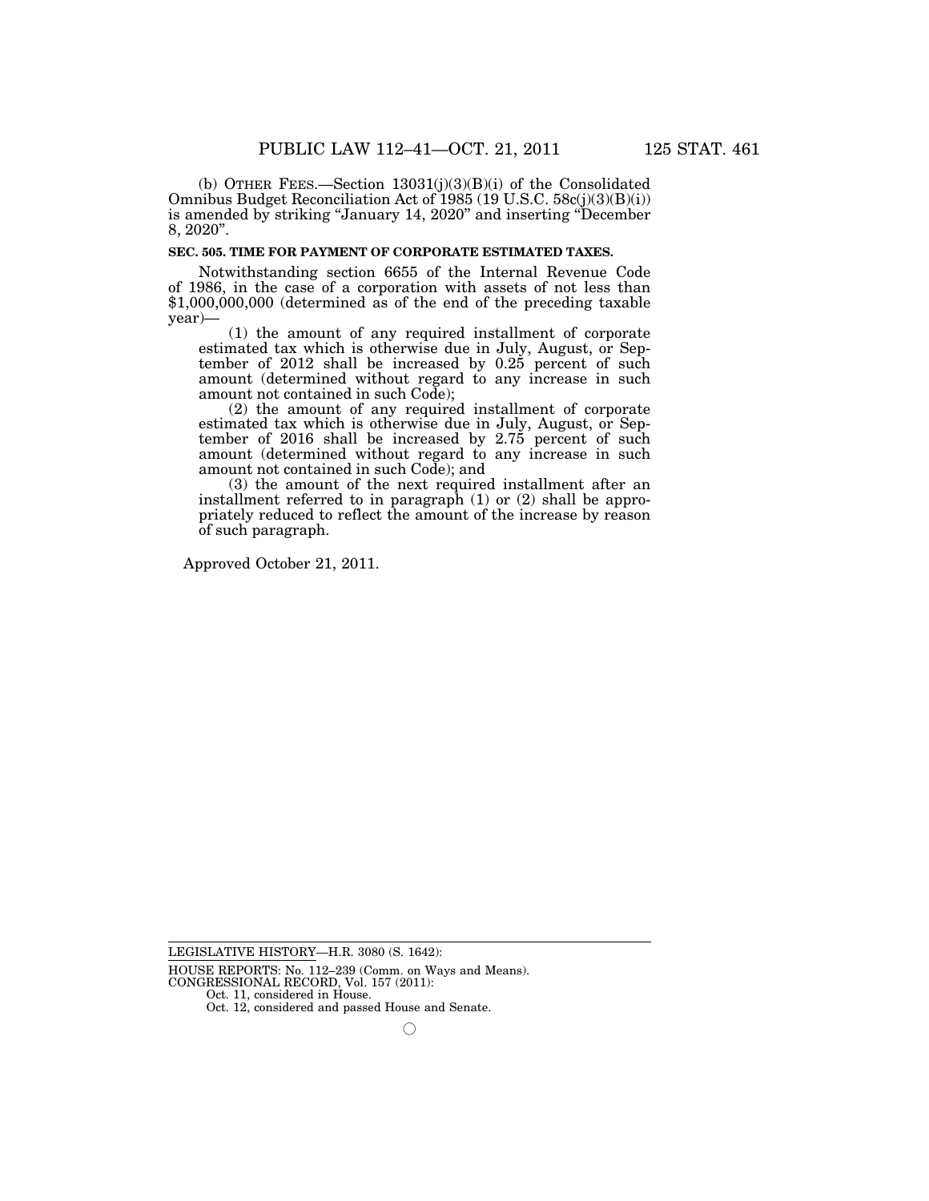(b) OTHER FEES.—Section 13031(j)(3)(B)(i) of the Consolidated Omnibus Budget Reconciliation Act of 1985 (19 U.S.C. 58c(j)(3)(B)(i)) is amended by striking "January 14, 2020" and inserting "December 8, 2020".

**SEC. 505. TIME FOR PAYMENT OF CORPORATE ESTIMATED TAXES.**

Notwithstanding section 6655 of the Internal Revenue Code of 1986, in the case of a corporation with assets of not less than $1,000,000,000 (determined as of the end of the preceding taxable year)—

(1) the amount of any required installment of corporate estimated tax which is otherwise due in July, August, or September of 2012 shall be increased by 0.25 percent of such amount (determined without regard to any increase in such amount not contained in such Code);

(2) the amount of any required installment of corporate estimated tax which is otherwise due in July, August, or September of 2016 shall be increased by 2.75 percent of such amount (determined without regard to any increase in such amount not contained in such Code); and

(3) the amount of the next required installment after an installment referred to in paragraph (1) or (2) shall be appropriately reduced to reflect the amount of the increase by reason of such paragraph.

Approved October 21, 2011.

---

LEGISLATIVE HISTORY—H.R. 3080 (S. 1642):

HOUSE REPORTS: No. 112–239 (Comm. on Ways and Means).
CONGRESSIONAL RECORD, Vol. 157 (2011):
Oct. 11, considered in House.
Oct. 12, considered and passed House and Senate.

○